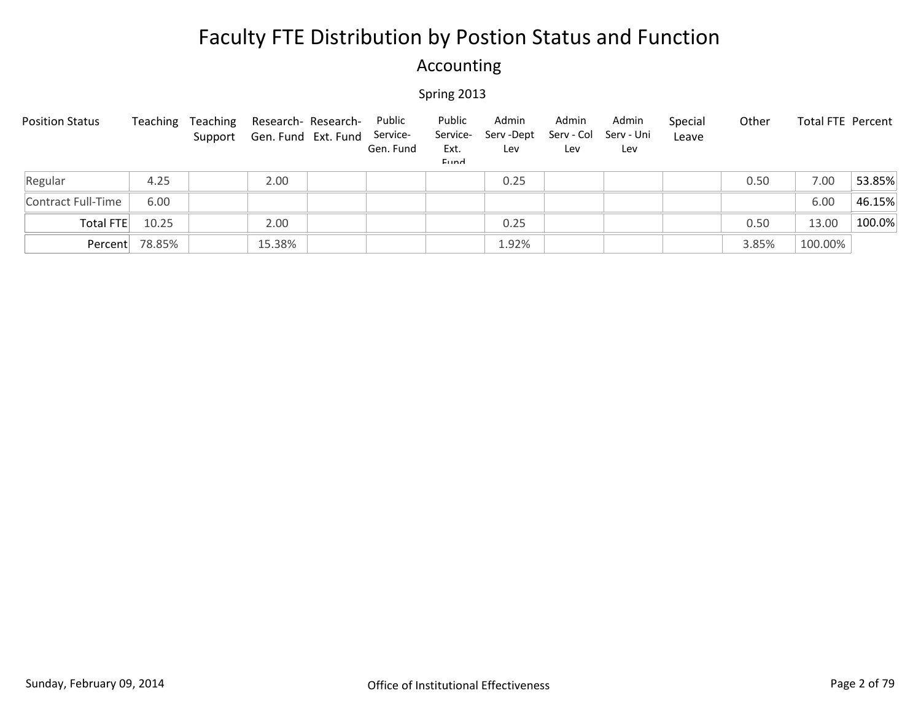# Faculty FTE Distribution by Postion Status and Function

## Accounting

Spring 2013

| Position Status | Teaching | Teaching Support | Research- Gen. Fund | Research- Ext. Fund | Public Service- Gen. Fund | Public Service- Ext. Fund | Admin Serv -Dept Lev | Admin Serv - Col Lev | Admin Serv - Uni Lev | Special Leave | Other | Total FTE | Percent |
|---|---|---|---|---|---|---|---|---|---|---|---|---|---|
| Regular | 4.25 | | 2.00 | | | | 0.25 | | | | 0.50 | 7.00 | 53.85% |
| Contract Full-Time | 6.00 | | | | | | | | | | | 6.00 | 46.15% |
| Total FTE | 10.25 | | 2.00 | | | | 0.25 | | | | 0.50 | 13.00 | 100.0% |
| Percent | 78.85% | | 15.38% | | | | 1.92% | | | | 3.85% | 100.00% | |

Sunday, February 09, 2014

Office of Institutional Effectiveness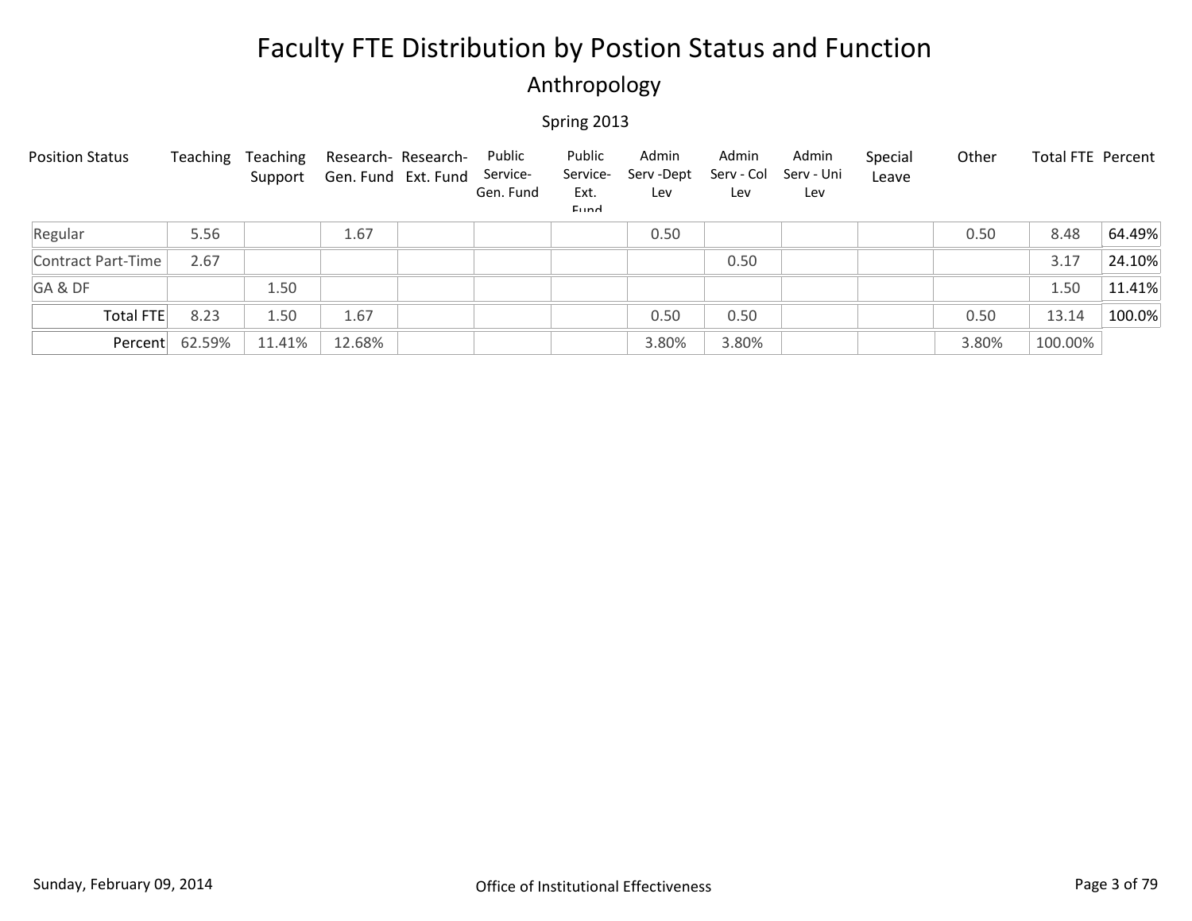# Faculty FTE Distribution by Postion Status and Function

## Anthropology

Spring 2013

| Position Status | Teaching | Teaching Support | Research- Gen. Fund | Research- Ext. Fund | Public Service- Gen. Fund | Public Service- Ext. Fund | Admin Serv -Dept Lev | Admin Serv - Col Lev | Admin Serv - Uni Lev | Special Leave | Other | Total FTE | Percent |
|---|---|---|---|---|---|---|---|---|---|---|---|---|---|
| Regular | 5.56 | | 1.67 | | | | 0.50 | | | | 0.50 | 8.48 | 64.49% |
| Contract Part-Time | 2.67 | | | | | | | 0.50 | | | | 3.17 | 24.10% |
| GA & DF | | 1.50 | | | | | | | | | | 1.50 | 11.41% |
| Total FTE | 8.23 | 1.50 | 1.67 | | | | 0.50 | 0.50 | | | 0.50 | 13.14 | 100.0% |
| Percent | 62.59% | 11.41% | 12.68% | | | | 3.80% | 3.80% | | | 3.80% | 100.00% | |

Sunday, February 09, 2014

Office of Institutional Effectiveness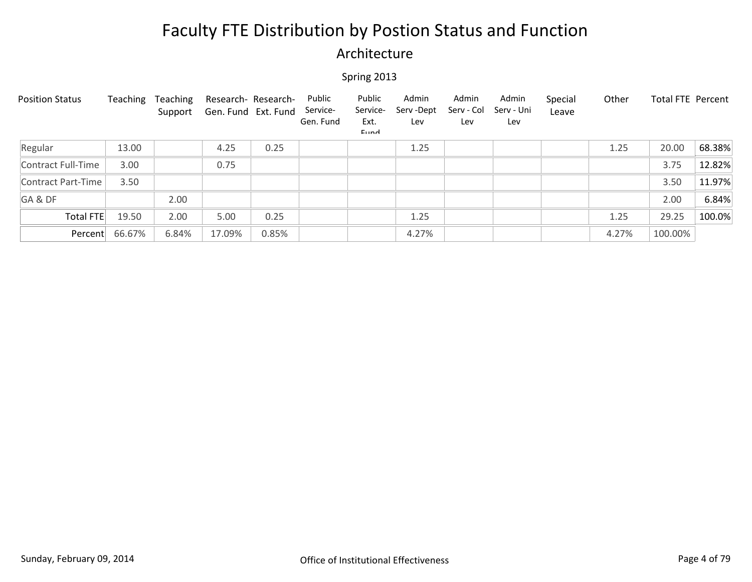# Faculty FTE Distribution by Postion Status and Function

## Architecture

Spring 2013

| Position Status | Teaching | Teaching Support | Research- Gen. Fund | Research- Ext. Fund | Public Service- Gen. Fund | Public Service- Ext. Fund | Admin Serv -Dept Lev | Admin Serv - Col Lev | Admin Serv - Uni Lev | Special Leave | Other | Total FTE | Percent |
|---|---|---|---|---|---|---|---|---|---|---|---|---|---|
| Regular | 13.00 | | 4.25 | 0.25 | | | 1.25 | | | | 1.25 | 20.00 | 68.38% |
| Contract Full-Time | 3.00 | | 0.75 | | | | | | | | | 3.75 | 12.82% |
| Contract Part-Time | 3.50 | | | | | | | | | | | 3.50 | 11.97% |
| GA & DF | | 2.00 | | | | | | | | | | 2.00 | 6.84% |
| Total FTE | 19.50 | 2.00 | 5.00 | 0.25 | | | 1.25 | | | | 1.25 | 29.25 | 100.0% |
| Percent | 66.67% | 6.84% | 17.09% | 0.85% | | | 4.27% | | | | 4.27% | 100.00% | |

Sunday, February 09, 2014

Office of Institutional Effectiveness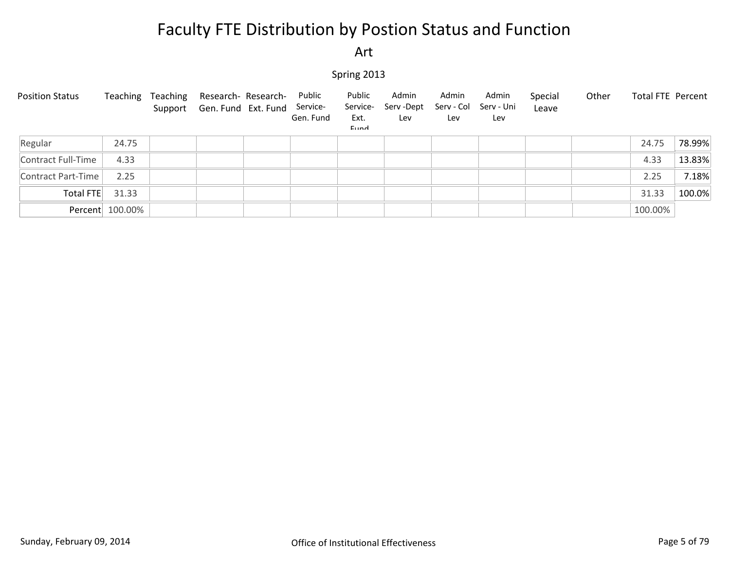# Faculty FTE Distribution by Postion Status and Function

## Art

### Spring 2013

| Position Status | Teaching | Teaching Support | Research- Gen. Fund | Research- Ext. Fund | Public Service- Gen. Fund | Public Service- Ext. Fund | Admin Serv -Dept Lev | Admin Serv - Col Lev | Admin Serv - Uni Lev | Special Leave | Other | Total FTE | Percent |
|---|---|---|---|---|---|---|---|---|---|---|---|---|---|
| Regular | 24.75 | | | | | | | | | | | 24.75 | 78.99% |
| Contract Full-Time | 4.33 | | | | | | | | | | | 4.33 | 13.83% |
| Contract Part-Time | 2.25 | | | | | | | | | | | 2.25 | 7.18% |
| Total FTE | 31.33 | | | | | | | | | | | 31.33 | 100.0% |
| Percent | 100.00% | | | | | | | | | | | 100.00% | |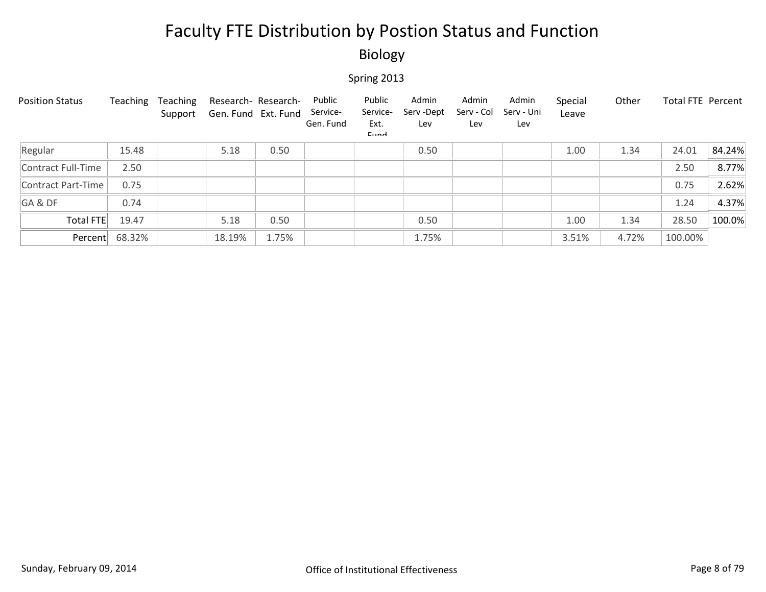# Faculty FTE Distribution by Postion Status and Function

## Biology

Spring 2013

| Position Status | Teaching | Teaching Support | Research-Gen. Fund | Research-Ext. Fund | Public Service-Gen. Fund | Public Service-Ext. Fund | Admin Serv -Dept Lev | Admin Serv - Col Lev | Admin Serv - Uni Lev | Special Leave | Other | Total FTE | Percent |
|---|---|---|---|---|---|---|---|---|---|---|---|---|---|
| Regular | 15.48 | | 5.18 | 0.50 | | | 0.50 | | | 1.00 | 1.34 | 24.01 | 84.24% |
| Contract Full-Time | 2.50 | | | | | | | | | | | 2.50 | 8.77% |
| Contract Part-Time | 0.75 | | | | | | | | | | | 0.75 | 2.62% |
| GA & DF | 0.74 | | | | | | | | | | | 1.24 | 4.37% |
| Total FTE | 19.47 | | 5.18 | 0.50 | | | 0.50 | | | 1.00 | 1.34 | 28.50 | 100.0% |
| Percent | 68.32% | | 18.19% | 1.75% | | | 1.75% | | | 3.51% | 4.72% | 100.00% | |

Sunday, February 09, 2014 Office of Institutional Effectiveness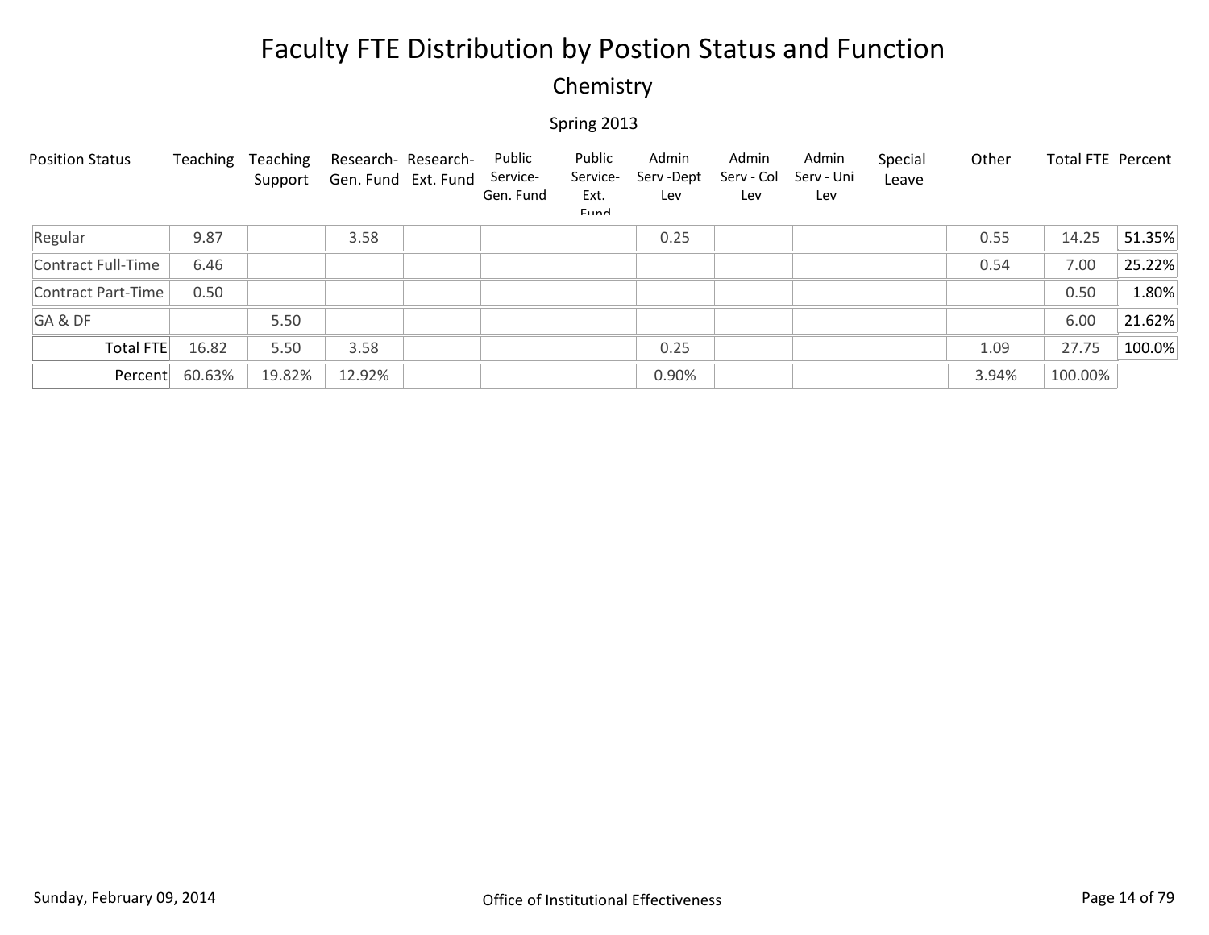# Faculty FTE Distribution by Postion Status and Function

## Chemistry

Spring 2013

| Position Status | Teaching | Teaching Support | Research- Gen. Fund | Research- Ext. Fund | Public Service- Gen. Fund | Public Service- Ext. Fund | Admin Serv -Dept Lev | Admin Serv - Col Lev | Admin Serv - Uni Lev | Special Leave | Other | Total FTE | Percent |
|---|---|---|---|---|---|---|---|---|---|---|---|---|---|
| Regular | 9.87 | | 3.58 | | | | 0.25 | | | | 0.55 | 14.25 | 51.35% |
| Contract Full-Time | 6.46 | | | | | | | | | | 0.54 | 7.00 | 25.22% |
| Contract Part-Time | 0.50 | | | | | | | | | | | 0.50 | 1.80% |
| GA & DF | | 5.50 | | | | | | | | | | 6.00 | 21.62% |
| Total FTE | 16.82 | 5.50 | 3.58 | | | | 0.25 | | | | 1.09 | 27.75 | 100.0% |
| Percent | 60.63% | 19.82% | 12.92% | | | | 0.90% | | | | 3.94% | 100.00% | |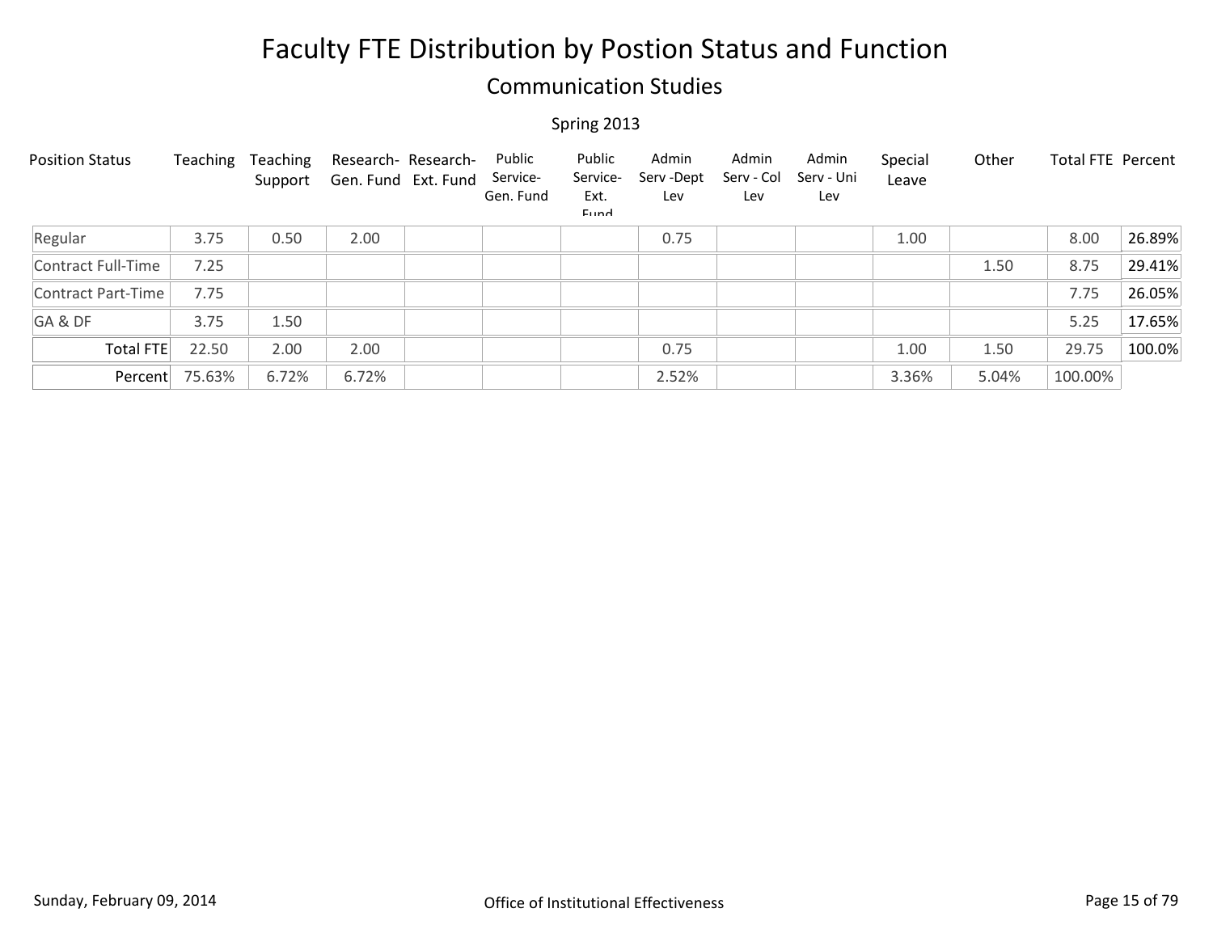# Faculty FTE Distribution by Postion Status and Function

## Communication Studies

### Spring 2013

| Position Status | Teaching | Teaching Support | Research- Gen. Fund | Research- Ext. Fund | Public Service- Gen. Fund | Public Service- Ext. Fund | Admin Serv -Dept Lev | Admin Serv - Col Lev | Admin Serv - Uni Lev | Special Leave | Other | Total FTE | Percent |
|---|---|---|---|---|---|---|---|---|---|---|---|---|---|
| Regular | 3.75 | 0.50 | 2.00 | | | | 0.75 | | | 1.00 | | 8.00 | 26.89% |
| Contract Full-Time | 7.25 | | | | | | | | | | 1.50 | 8.75 | 29.41% |
| Contract Part-Time | 7.75 | | | | | | | | | | | 7.75 | 26.05% |
| GA & DF | 3.75 | 1.50 | | | | | | | | | | 5.25 | 17.65% |
| Total FTE | 22.50 | 2.00 | 2.00 | | | | 0.75 | | | 1.00 | 1.50 | 29.75 | 100.0% |
| Percent | 75.63% | 6.72% | 6.72% | | | | 2.52% | | | 3.36% | 5.04% | 100.00% | |

Sunday, February 09, 2014

Office of Institutional Effectiveness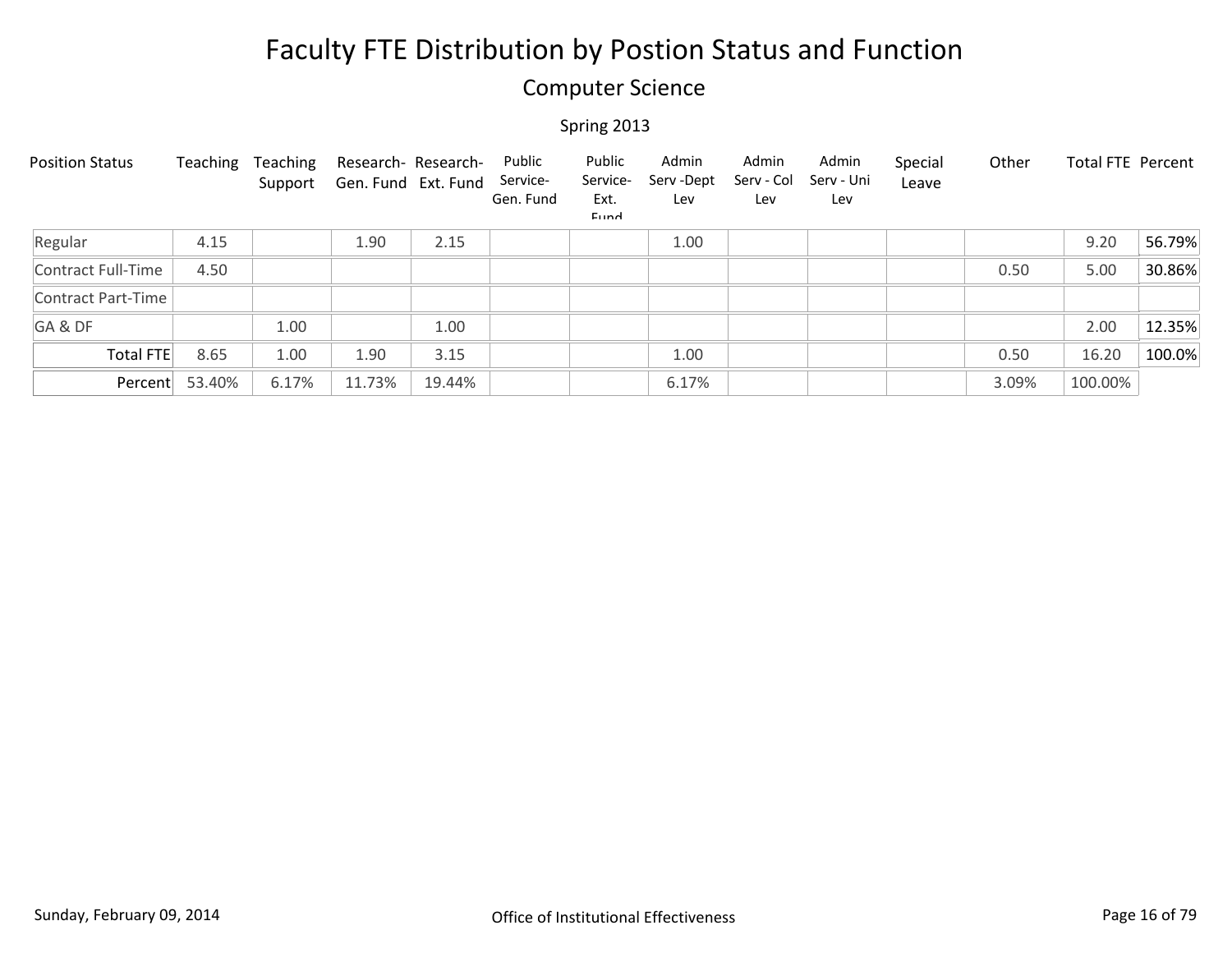# Faculty FTE Distribution by Postion Status and Function

## Computer Science

Spring 2013

| Position Status | Teaching | Teaching Support | Research- Gen. Fund | Research- Ext. Fund | Public Service- Gen. Fund | Public Service- Ext. Fund | Admin Serv -Dept Lev | Admin Serv - Col Lev | Admin Serv - Uni Lev | Special Leave | Other | Total FTE | Percent |
|---|---|---|---|---|---|---|---|---|---|---|---|---|---|
| Regular | 4.15 | | 1.90 | 2.15 | | | 1.00 | | | | | 9.20 | 56.79% |
| Contract Full-Time | 4.50 | | | | | | | | | | 0.50 | 5.00 | 30.86% |
| Contract Part-Time | | | | | | | | | | | | | |
| GA & DF | | 1.00 | | 1.00 | | | | | | | | 2.00 | 12.35% |
| Total FTE | 8.65 | 1.00 | 1.90 | 3.15 | | | 1.00 | | | | 0.50 | 16.20 | 100.0% |
| Percent | 53.40% | 6.17% | 11.73% | 19.44% | | | 6.17% | | | | 3.09% | 100.00% | |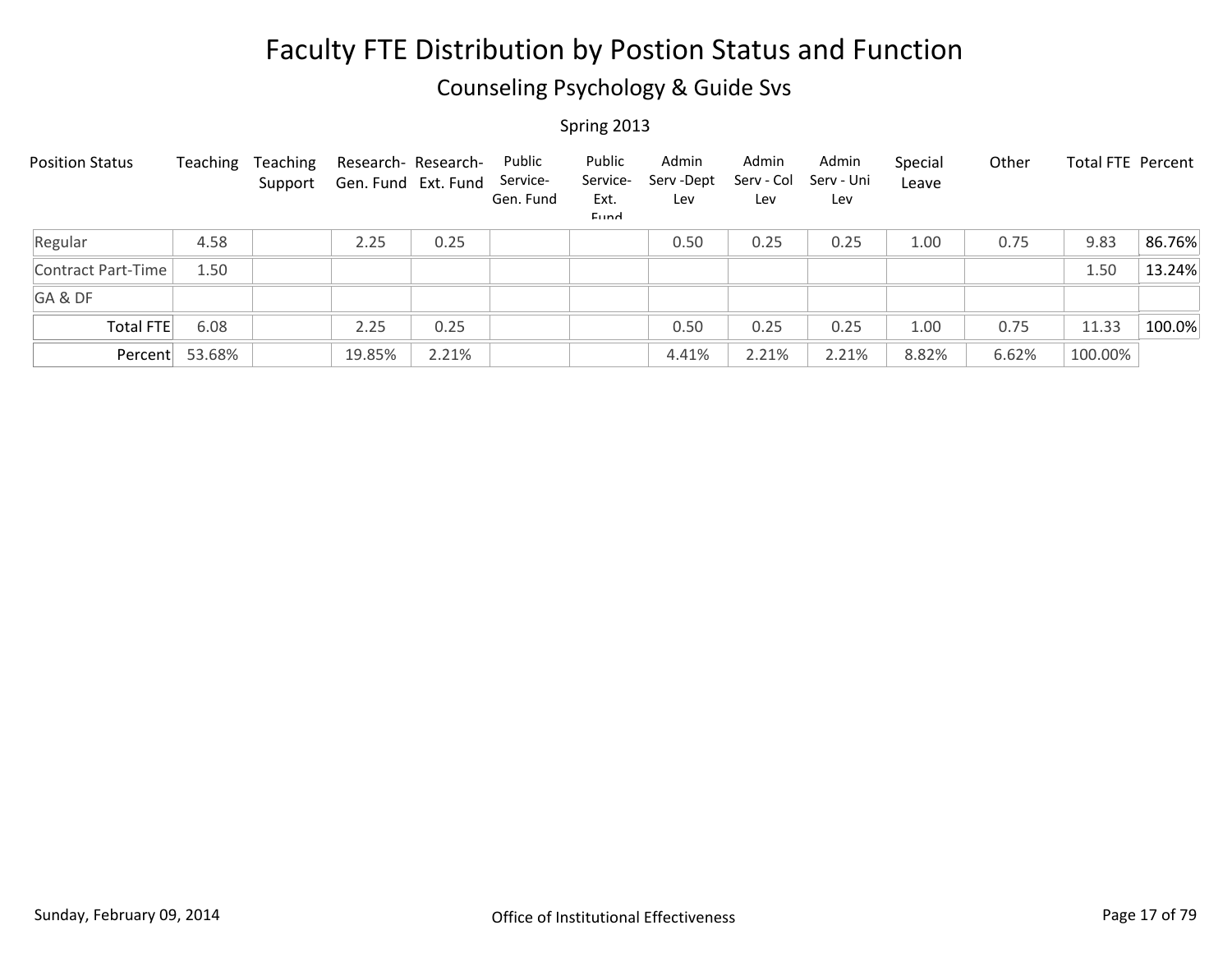# Faculty FTE Distribution by Postion Status and Function

## Counseling Psychology & Guide Svs

Spring 2013

| Position Status | Teaching | Teaching Support | Research-Gen. Fund | Research-Ext. Fund | Public Service-Gen. Fund | Public Service-Ext. Fund | Admin Serv -Dept Lev | Admin Serv - Col Lev | Admin Serv - Uni Lev | Special Leave | Other | Total FTE | Percent |
|---|---|---|---|---|---|---|---|---|---|---|---|---|---|
| Regular | 4.58 | | 2.25 | 0.25 | | | 0.50 | 0.25 | 0.25 | 1.00 | 0.75 | 9.83 | 86.76% |
| Contract Part-Time | 1.50 | | | | | | | | | | | 1.50 | 13.24% |
| GA & DF | | | | | | | | | | | | | |
| Total FTE | 6.08 | | 2.25 | 0.25 | | | 0.50 | 0.25 | 0.25 | 1.00 | 0.75 | 11.33 | 100.0% |
| Percent | 53.68% | | 19.85% | 2.21% | | | 4.41% | 2.21% | 2.21% | 8.82% | 6.62% | 100.00% | |

Sunday, February 09, 2014

Office of Institutional Effectiveness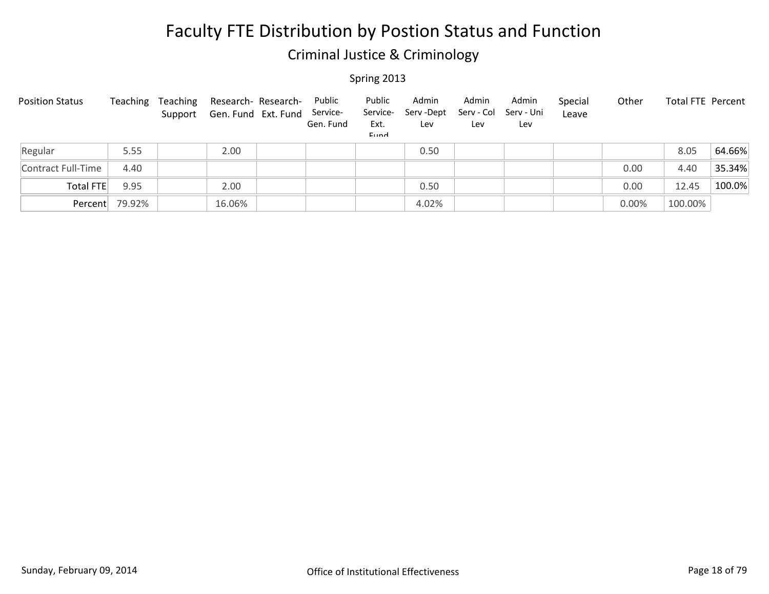# Faculty FTE Distribution by Postion Status and Function

## Criminal Justice & Criminology

Spring 2013

| Position Status | Teaching | Teaching Support | Research- Gen. Fund | Research- Ext. Fund | Public Service- Gen. Fund | Public Service- Ext. Fund | Admin Serv -Dept Lev | Admin Serv - Col Lev | Admin Serv - Uni Lev | Special Leave | Other | Total FTE | Percent |
|---|---|---|---|---|---|---|---|---|---|---|---|---|---|
| Regular | 5.55 | | 2.00 | | | | 0.50 | | | | | 8.05 | 64.66% |
| Contract Full-Time | 4.40 | | | | | | | | | | 0.00 | 4.40 | 35.34% |
| Total FTE | 9.95 | | 2.00 | | | | 0.50 | | | | 0.00 | 12.45 | 100.0% |
| Percent | 79.92% | | 16.06% | | | | 4.02% | | | | 0.00% | 100.00% | |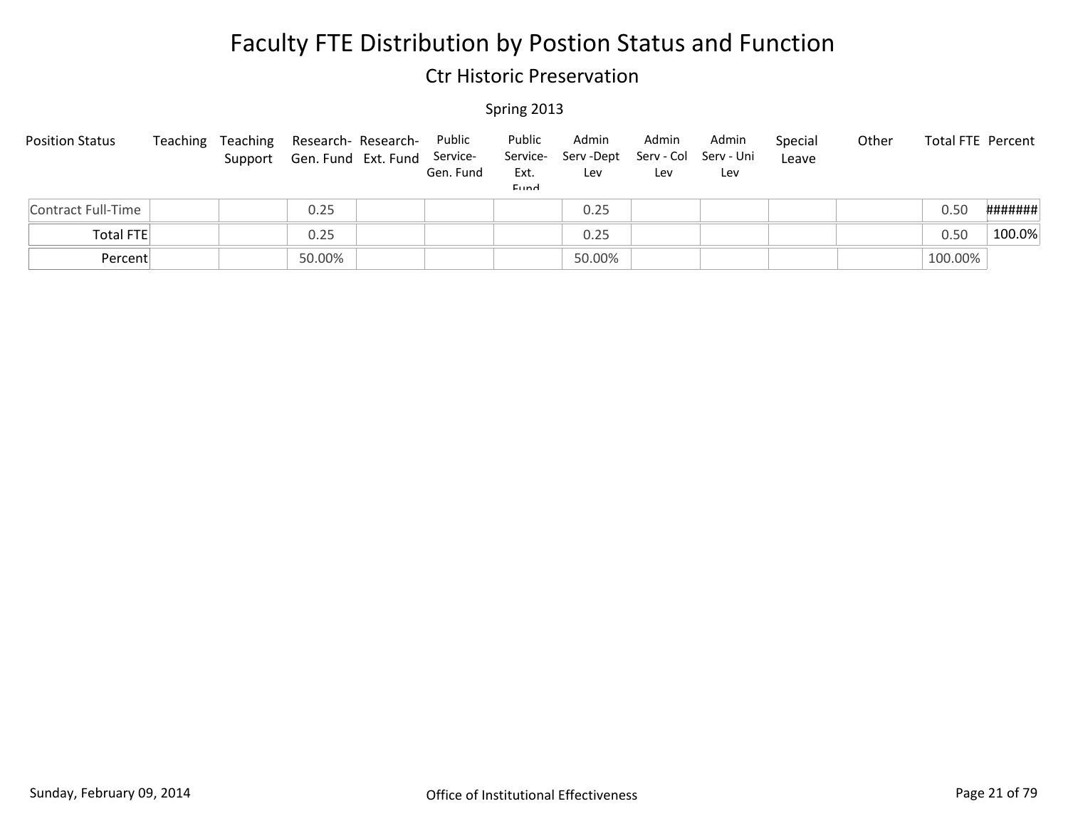# Faculty FTE Distribution by Postion Status and Function

## Ctr Historic Preservation

Spring 2013

| Position Status | Teaching | Teaching Support | Research-Gen. Fund | Research-Ext. Fund | Public Service-Gen. Fund | Public Service-Ext. Fund | Admin Serv -Dept Lev | Admin Serv - Col Lev | Admin Serv - Uni Lev | Special Leave | Other | Total FTE | Percent |
|---|---|---|---|---|---|---|---|---|---|---|---|---|---|
| Contract Full-Time | | | 0.25 | | | | 0.25 | | | | | 0.50 | ####### |
| Total FTE | | | 0.25 | | | | 0.25 | | | | | 0.50 | 100.0% |
| Percent | | | 50.00% | | | | 50.00% | | | | | 100.00% | |

Sunday, February 09, 2014 — Office of Institutional Effectiveness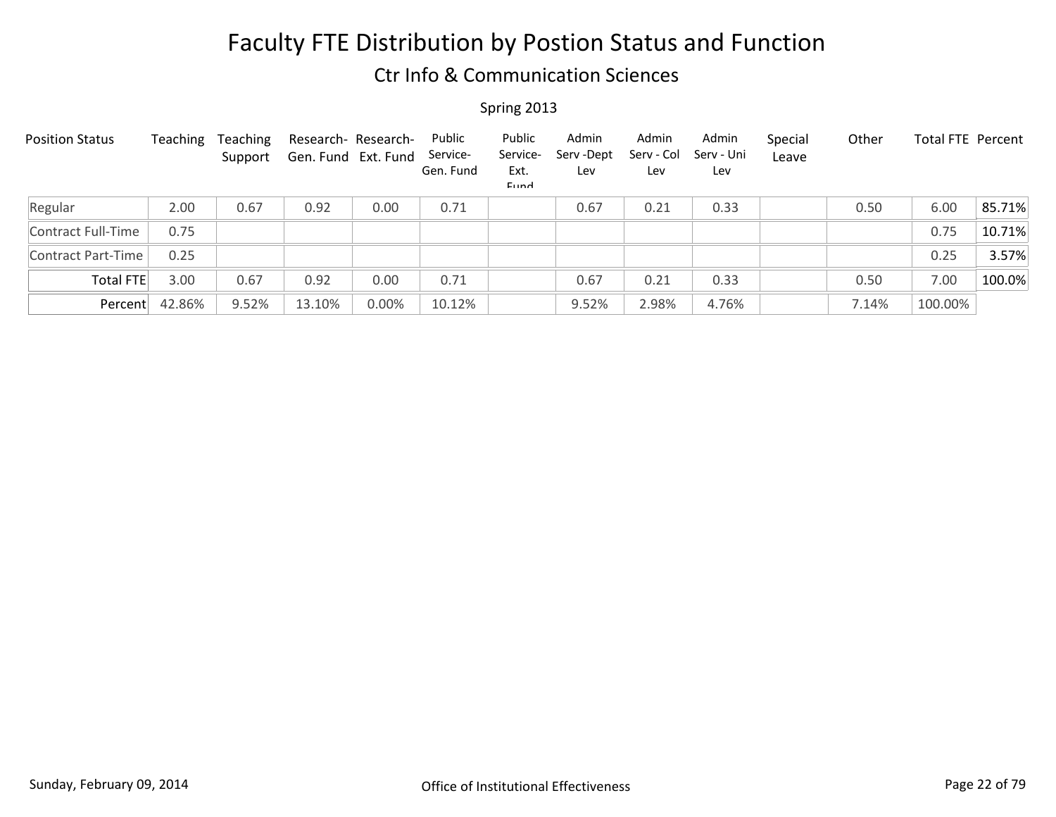# Faculty FTE Distribution by Postion Status and Function

## Ctr Info & Communication Sciences

Spring 2013

| Position Status | Teaching | Teaching Support | Research-Gen. Fund | Research-Ext. Fund | Public Service-Gen. Fund | Public Service-Ext. Fund | Admin Serv -Dept Lev | Admin Serv - Col Lev | Admin Serv - Uni Lev | Special Leave | Other | Total FTE | Percent |
|---|---|---|---|---|---|---|---|---|---|---|---|---|---|
| Regular | 2.00 | 0.67 | 0.92 | 0.00 | 0.71 | | 0.67 | 0.21 | 0.33 | | 0.50 | 6.00 | 85.71% |
| Contract Full-Time | 0.75 | | | | | | | | | | | 0.75 | 10.71% |
| Contract Part-Time | 0.25 | | | | | | | | | | | 0.25 | 3.57% |
| Total FTE | 3.00 | 0.67 | 0.92 | 0.00 | 0.71 | | 0.67 | 0.21 | 0.33 | | 0.50 | 7.00 | 100.0% |
| Percent | 42.86% | 9.52% | 13.10% | 0.00% | 10.12% | | 9.52% | 2.98% | 4.76% | | 7.14% | 100.00% | |

Sunday, February 09, 2014 Office of Institutional Effectiveness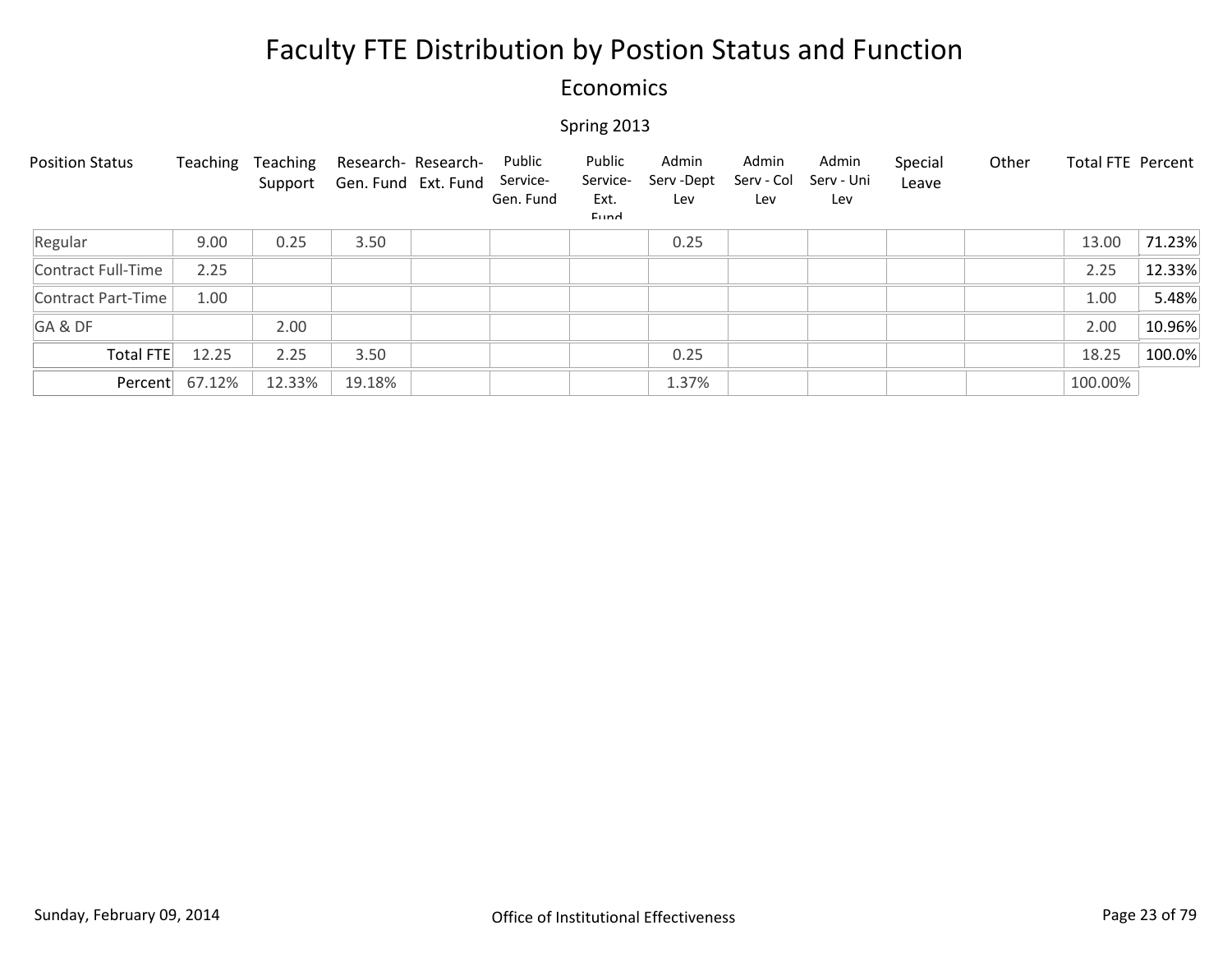# Faculty FTE Distribution by Postion Status and Function

## Economics

Spring 2013

| Position Status | Teaching | Teaching Support | Research- Gen. Fund | Research- Ext. Fund | Public Service- Gen. Fund | Public Service- Ext. Fund | Admin Serv -Dept Lev | Admin Serv - Col Lev | Admin Serv - Uni Lev | Special Leave | Other | Total FTE | Percent |
|---|---|---|---|---|---|---|---|---|---|---|---|---|---|
| Regular | 9.00 | 0.25 | 3.50 | | | | 0.25 | | | | | 13.00 | 71.23% |
| Contract Full-Time | 2.25 | | | | | | | | | | | 2.25 | 12.33% |
| Contract Part-Time | 1.00 | | | | | | | | | | | 1.00 | 5.48% |
| GA & DF | | 2.00 | | | | | | | | | | 2.00 | 10.96% |
| Total FTE | 12.25 | 2.25 | 3.50 | | | | 0.25 | | | | | 18.25 | 100.0% |
| Percent | 67.12% | 12.33% | 19.18% | | | | 1.37% | | | | | 100.00% | |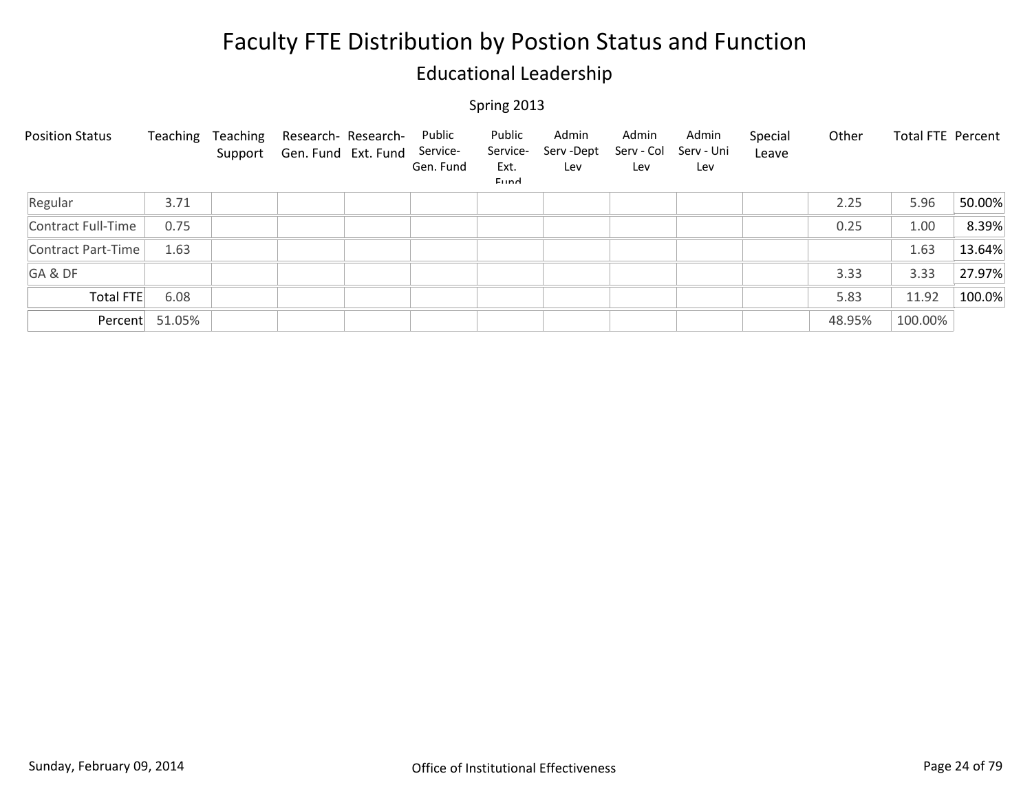# Faculty FTE Distribution by Postion Status and Function

## Educational Leadership

Spring 2013

| Position Status | Teaching | Teaching Support | Research-Gen. Fund | Research-Ext. Fund | Public Service-Gen. Fund | Public Service-Ext. Fund | Admin Serv -Dept Lev | Admin Serv - Col Lev | Admin Serv - Uni Lev | Special Leave | Other | Total FTE | Percent |
|---|---|---|---|---|---|---|---|---|---|---|---|---|---|
| Regular | 3.71 | | | | | | | | | | 2.25 | 5.96 | 50.00% |
| Contract Full-Time | 0.75 | | | | | | | | | | 0.25 | 1.00 | 8.39% |
| Contract Part-Time | 1.63 | | | | | | | | | | | 1.63 | 13.64% |
| GA & DF | | | | | | | | | | | 3.33 | 3.33 | 27.97% |
| Total FTE | 6.08 | | | | | | | | | | 5.83 | 11.92 | 100.0% |
| Percent | 51.05% | | | | | | | | | | 48.95% | 100.00% | |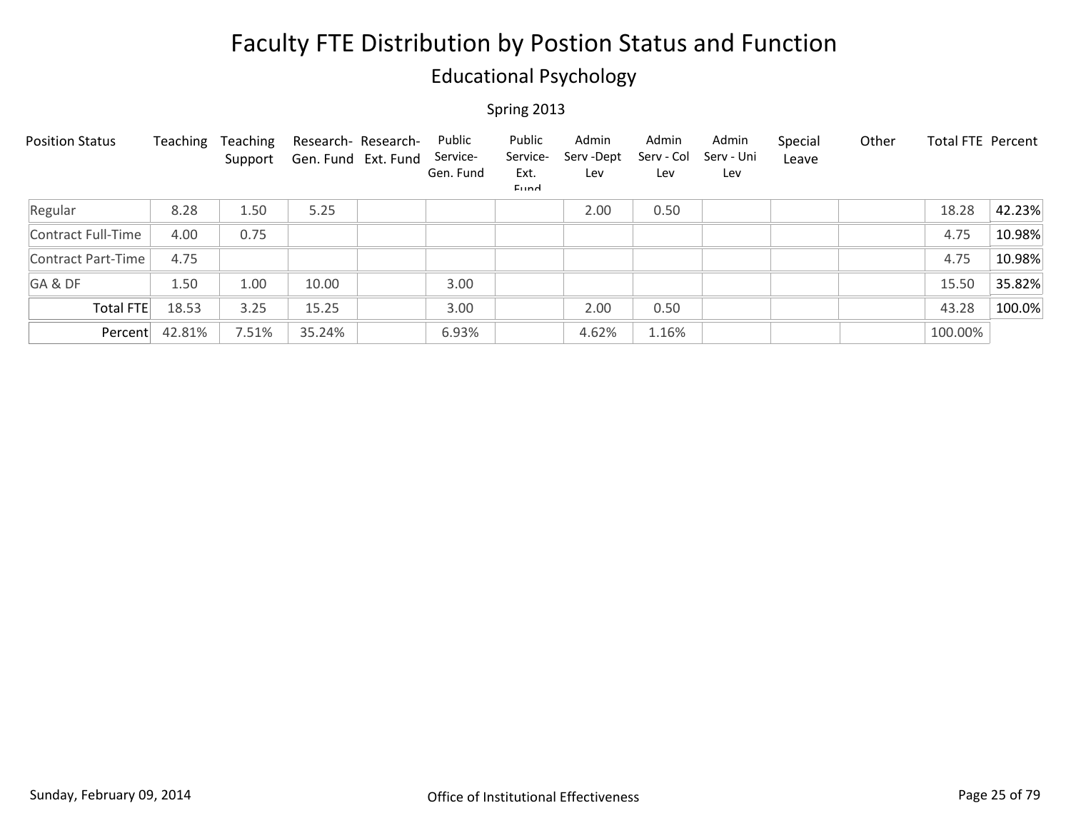# Faculty FTE Distribution by Postion Status and Function

## Educational Psychology

Spring 2013

| Position Status | Teaching | Teaching Support | Research-Gen. Fund | Research-Ext. Fund | Public Service-Gen. Fund | Public Service-Ext. Fund | Admin Serv -Dept Lev | Admin Serv - Col Lev | Admin Serv - Uni Lev | Special Leave | Other | Total FTE | Percent |
|---|---|---|---|---|---|---|---|---|---|---|---|---|---|
| Regular | 8.28 | 1.50 | 5.25 | | | | 2.00 | 0.50 | | | | 18.28 | 42.23% |
| Contract Full-Time | 4.00 | 0.75 | | | | | | | | | | 4.75 | 10.98% |
| Contract Part-Time | 4.75 | | | | | | | | | | | 4.75 | 10.98% |
| GA & DF | 1.50 | 1.00 | 10.00 | | 3.00 | | | | | | | 15.50 | 35.82% |
| Total FTE | 18.53 | 3.25 | 15.25 | | 3.00 | | 2.00 | 0.50 | | | | 43.28 | 100.0% |
| Percent | 42.81% | 7.51% | 35.24% | | 6.93% | | 4.62% | 1.16% | | | | 100.00% | |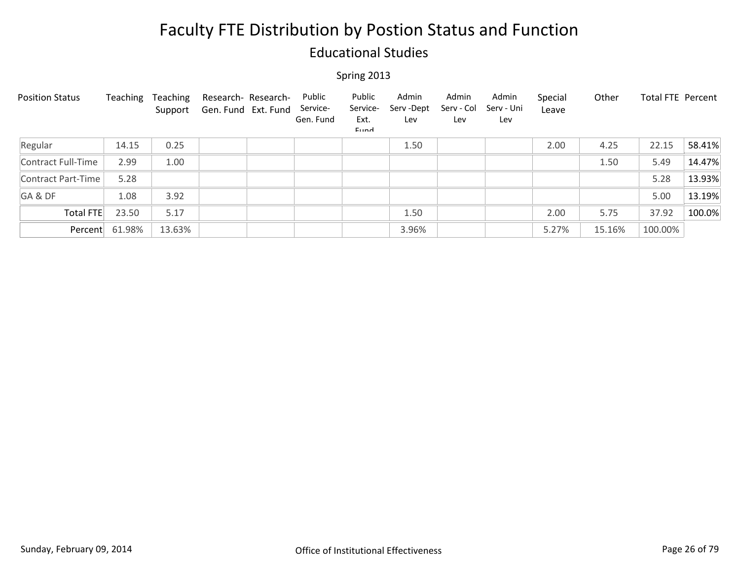# Faculty FTE Distribution by Postion Status and Function

## Educational Studies

Spring 2013

| Position Status | Teaching | Teaching Support | Research-Gen. Fund | Research-Ext. Fund | Public Service-Gen. Fund | Public Service-Ext. Fund | Admin Serv -Dept Lev | Admin Serv - Col Lev | Admin Serv - Uni Lev | Special Leave | Other | Total FTE | Percent |
|---|---|---|---|---|---|---|---|---|---|---|---|---|---|
| Regular | 14.15 | 0.25 | | | | | 1.50 | | | 2.00 | 4.25 | 22.15 | 58.41% |
| Contract Full-Time | 2.99 | 1.00 | | | | | | | | | 1.50 | 5.49 | 14.47% |
| Contract Part-Time | 5.28 | | | | | | | | | | | 5.28 | 13.93% |
| GA & DF | 1.08 | 3.92 | | | | | | | | | | 5.00 | 13.19% |
| Total FTE | 23.50 | 5.17 | | | | | 1.50 | | | 2.00 | 5.75 | 37.92 | 100.0% |
| Percent | 61.98% | 13.63% | | | | | 3.96% | | | 5.27% | 15.16% | 100.00% | |

Sunday, February 09, 2014

Office of Institutional Effectiveness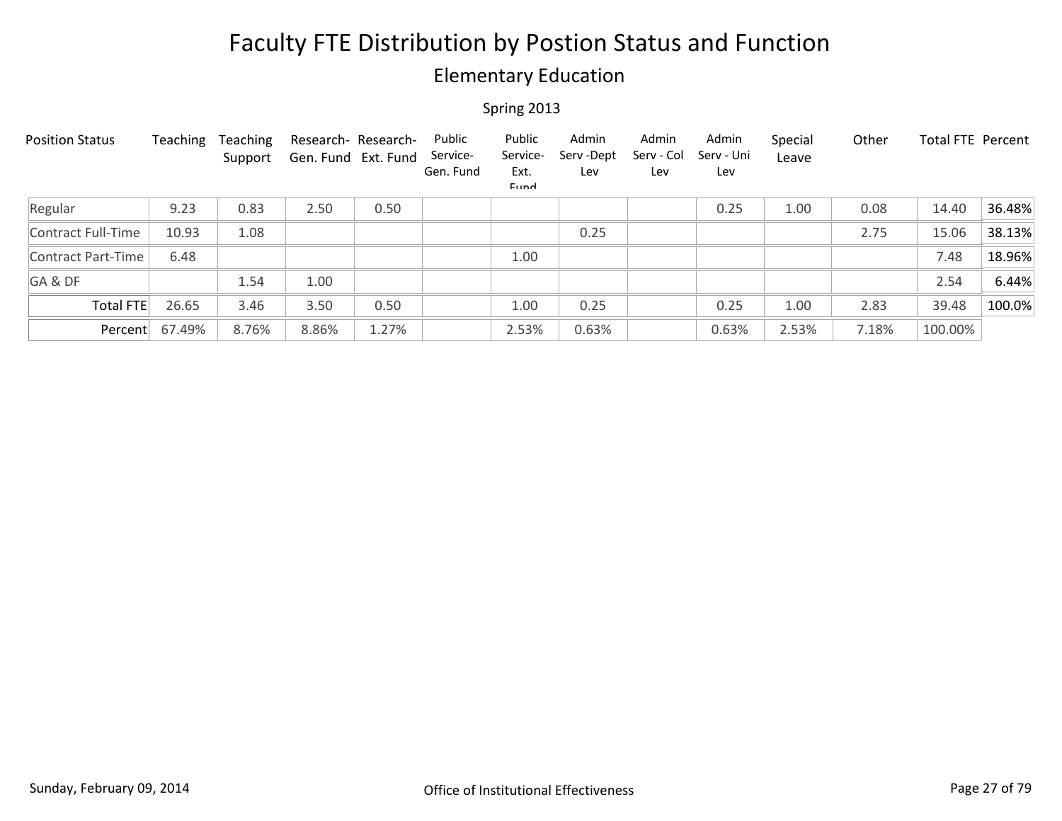# Faculty FTE Distribution by Postion Status and Function

## Elementary Education

Spring 2013

| Position Status | Teaching | Teaching Support | Research- Gen. Fund | Research- Ext. Fund | Public Service- Gen. Fund | Public Service- Ext. Fund | Admin Serv -Dept Lev | Admin Serv - Col Lev | Admin Serv - Uni Lev | Special Leave | Other | Total FTE | Percent |
|---|---|---|---|---|---|---|---|---|---|---|---|---|---|
| Regular | 9.23 | 0.83 | 2.50 | 0.50 | | | | | 0.25 | 1.00 | 0.08 | 14.40 | 36.48% |
| Contract Full-Time | 10.93 | 1.08 | | | | | 0.25 | | | | 2.75 | 15.06 | 38.13% |
| Contract Part-Time | 6.48 | | | | | 1.00 | | | | | | 7.48 | 18.96% |
| GA & DF | | 1.54 | 1.00 | | | | | | | | | 2.54 | 6.44% |
| Total FTE | 26.65 | 3.46 | 3.50 | 0.50 | | 1.00 | 0.25 | | 0.25 | 1.00 | 2.83 | 39.48 | 100.0% |
| Percent | 67.49% | 8.76% | 8.86% | 1.27% | | 2.53% | 0.63% | | 0.63% | 2.53% | 7.18% | 100.00% | |

Sunday, February 09, 2014 — Office of Institutional Effectiveness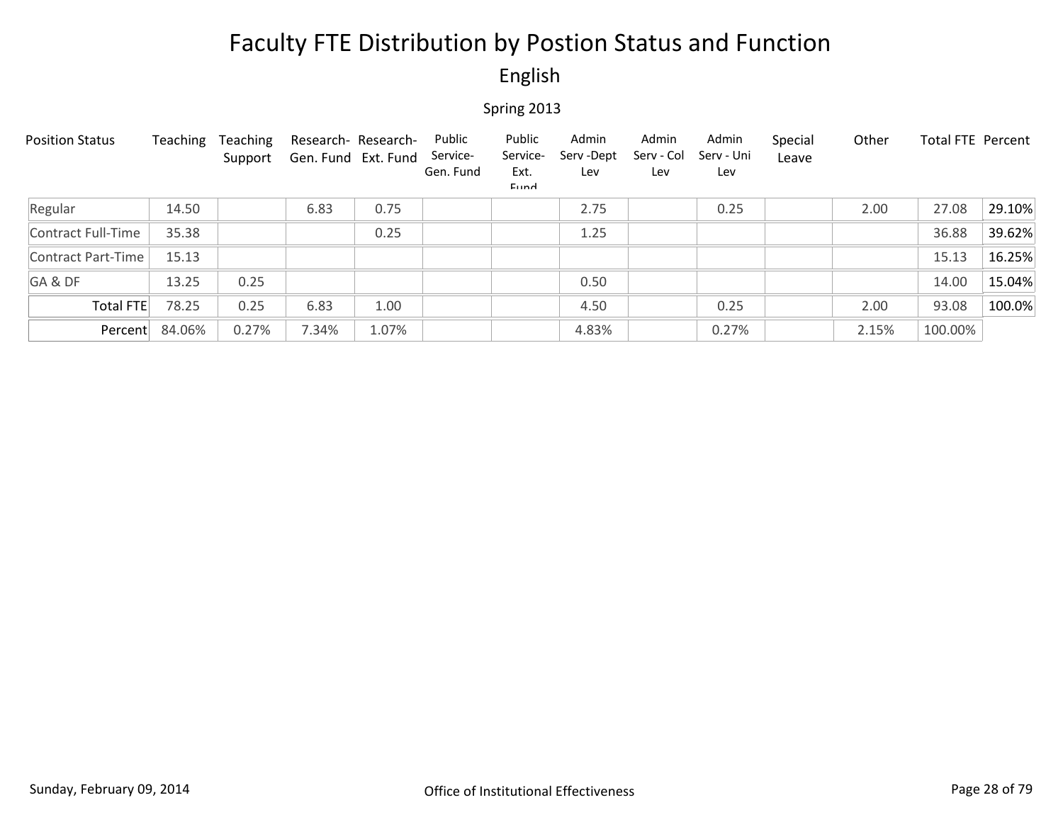# Faculty FTE Distribution by Postion Status and Function

## English

### Spring 2013

| Position Status | Teaching | Teaching Support | Research- Gen. Fund | Research- Ext. Fund | Public Service- Gen. Fund | Public Service- Ext. Fund | Admin Serv -Dept Lev | Admin Serv - Col Lev | Admin Serv - Uni Lev | Special Leave | Other | Total FTE | Percent |
|---|---|---|---|---|---|---|---|---|---|---|---|---|---|
| Regular | 14.50 | | 6.83 | 0.75 | | | 2.75 | | 0.25 | | 2.00 | 27.08 | 29.10% |
| Contract Full-Time | 35.38 | | | 0.25 | | | 1.25 | | | | | 36.88 | 39.62% |
| Contract Part-Time | 15.13 | | | | | | | | | | | 15.13 | 16.25% |
| GA & DF | 13.25 | 0.25 | | | | | 0.50 | | | | | 14.00 | 15.04% |
| Total FTE | 78.25 | 0.25 | 6.83 | 1.00 | | | 4.50 | | 0.25 | | 2.00 | 93.08 | 100.0% |
| Percent | 84.06% | 0.27% | 7.34% | 1.07% | | | 4.83% | | 0.27% | | 2.15% | 100.00% | |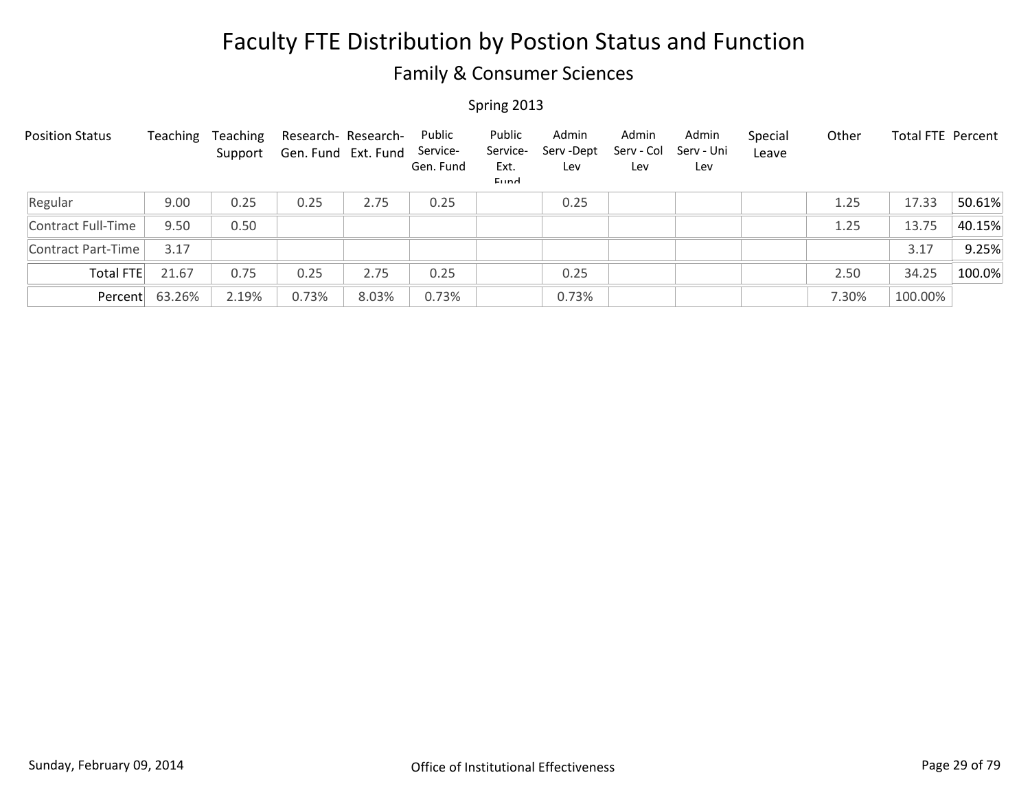# Faculty FTE Distribution by Postion Status and Function

## Family & Consumer Sciences

Spring 2013

| Position Status | Teaching | Teaching Support | Research-Gen. Fund | Research-Ext. Fund | Public Service-Gen. Fund | Public Service-Ext. Fund | Admin Serv -Dept Lev | Admin Serv - Col Lev | Admin Serv - Uni Lev | Special Leave | Other | Total FTE | Percent |
|---|---|---|---|---|---|---|---|---|---|---|---|---|---|
| Regular | 9.00 | 0.25 | 0.25 | 2.75 | 0.25 | | 0.25 | | | | 1.25 | 17.33 | 50.61% |
| Contract Full-Time | 9.50 | 0.50 | | | | | | | | | 1.25 | 13.75 | 40.15% |
| Contract Part-Time | 3.17 | | | | | | | | | | | 3.17 | 9.25% |
| Total FTE | 21.67 | 0.75 | 0.25 | 2.75 | 0.25 | | 0.25 | | | | 2.50 | 34.25 | 100.0% |
| Percent | 63.26% | 2.19% | 0.73% | 8.03% | 0.73% | | 0.73% | | | | 7.30% | 100.00% | |

Sunday, February 09, 2014 — Office of Institutional Effectiveness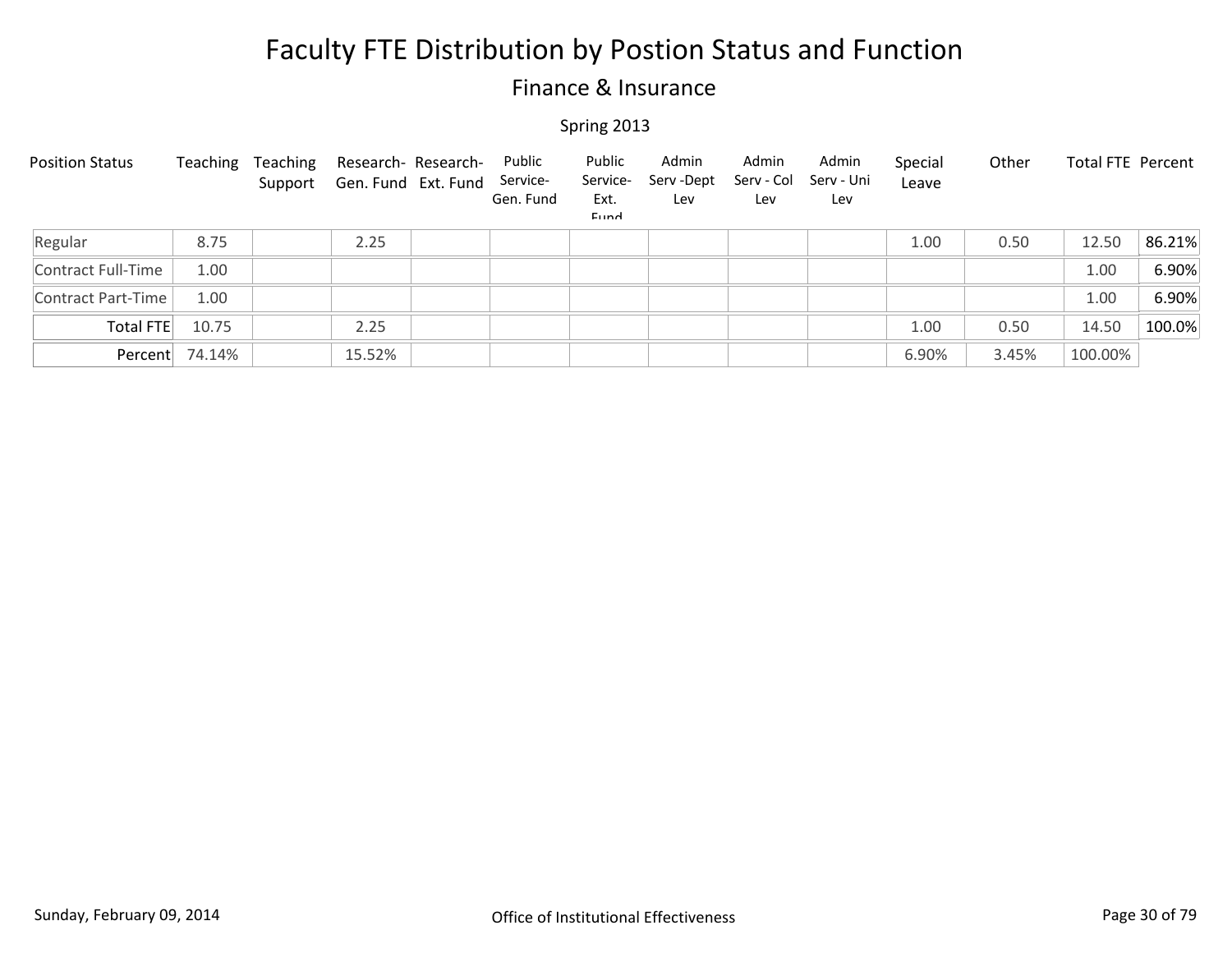# Faculty FTE Distribution by Postion Status and Function

## Finance & Insurance

Spring 2013

| Position Status | Teaching | Teaching Support | Research- Gen. Fund | Research- Ext. Fund | Public Service- Gen. Fund | Public Service- Ext. Fund | Admin Serv -Dept Lev | Admin Serv - Col Lev | Admin Serv - Uni Lev | Special Leave | Other | Total FTE | Percent |
|---|---|---|---|---|---|---|---|---|---|---|---|---|---|
| Regular | 8.75 | | 2.25 | | | | | | | 1.00 | 0.50 | 12.50 | 86.21% |
| Contract Full-Time | 1.00 | | | | | | | | | | | 1.00 | 6.90% |
| Contract Part-Time | 1.00 | | | | | | | | | | | 1.00 | 6.90% |
| Total FTE | 10.75 | | 2.25 | | | | | | | 1.00 | 0.50 | 14.50 | 100.0% |
| Percent | 74.14% | | 15.52% | | | | | | | 6.90% | 3.45% | 100.00% | |

Sunday, February 09, 2014

Office of Institutional Effectiveness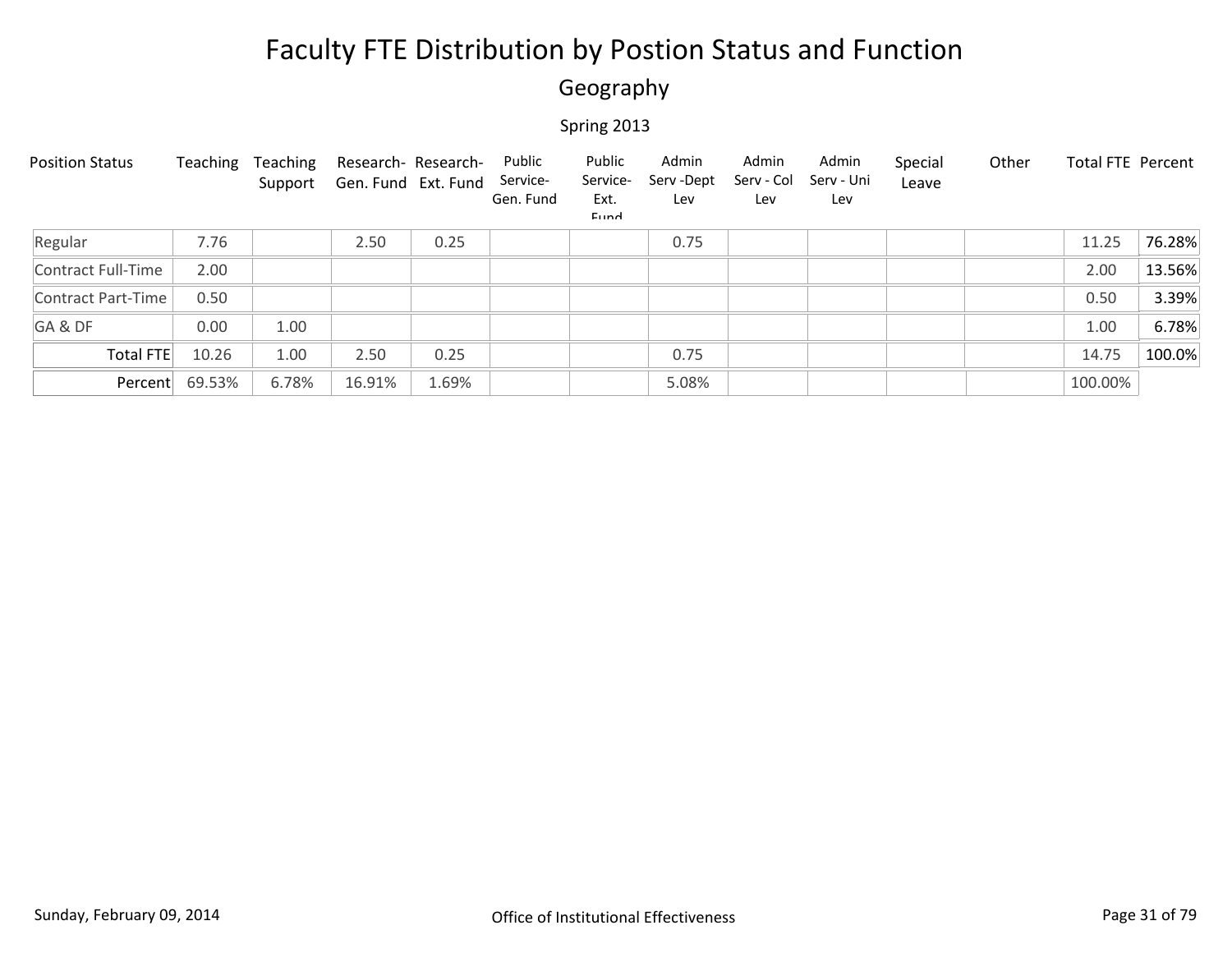# Faculty FTE Distribution by Postion Status and Function

## Geography

Spring 2013

| Position Status | Teaching | Teaching Support | Research-Gen. Fund | Research-Ext. Fund | Public Service-Gen. Fund | Public Service-Ext. Fund | Admin Serv -Dept Lev | Admin Serv - Col Lev | Admin Serv - Uni Lev | Special Leave | Other | Total FTE | Percent |
|---|---|---|---|---|---|---|---|---|---|---|---|---|---|
| Regular | 7.76 | | 2.50 | 0.25 | | | 0.75 | | | | | 11.25 | 76.28% |
| Contract Full-Time | 2.00 | | | | | | | | | | | 2.00 | 13.56% |
| Contract Part-Time | 0.50 | | | | | | | | | | | 0.50 | 3.39% |
| GA & DF | 0.00 | 1.00 | | | | | | | | | | 1.00 | 6.78% |
| Total FTE | 10.26 | 1.00 | 2.50 | 0.25 | | | 0.75 | | | | | 14.75 | 100.0% |
| Percent | 69.53% | 6.78% | 16.91% | 1.69% | | | 5.08% | | | | | 100.00% | |

Sunday, February 09, 2014

Office of Institutional Effectiveness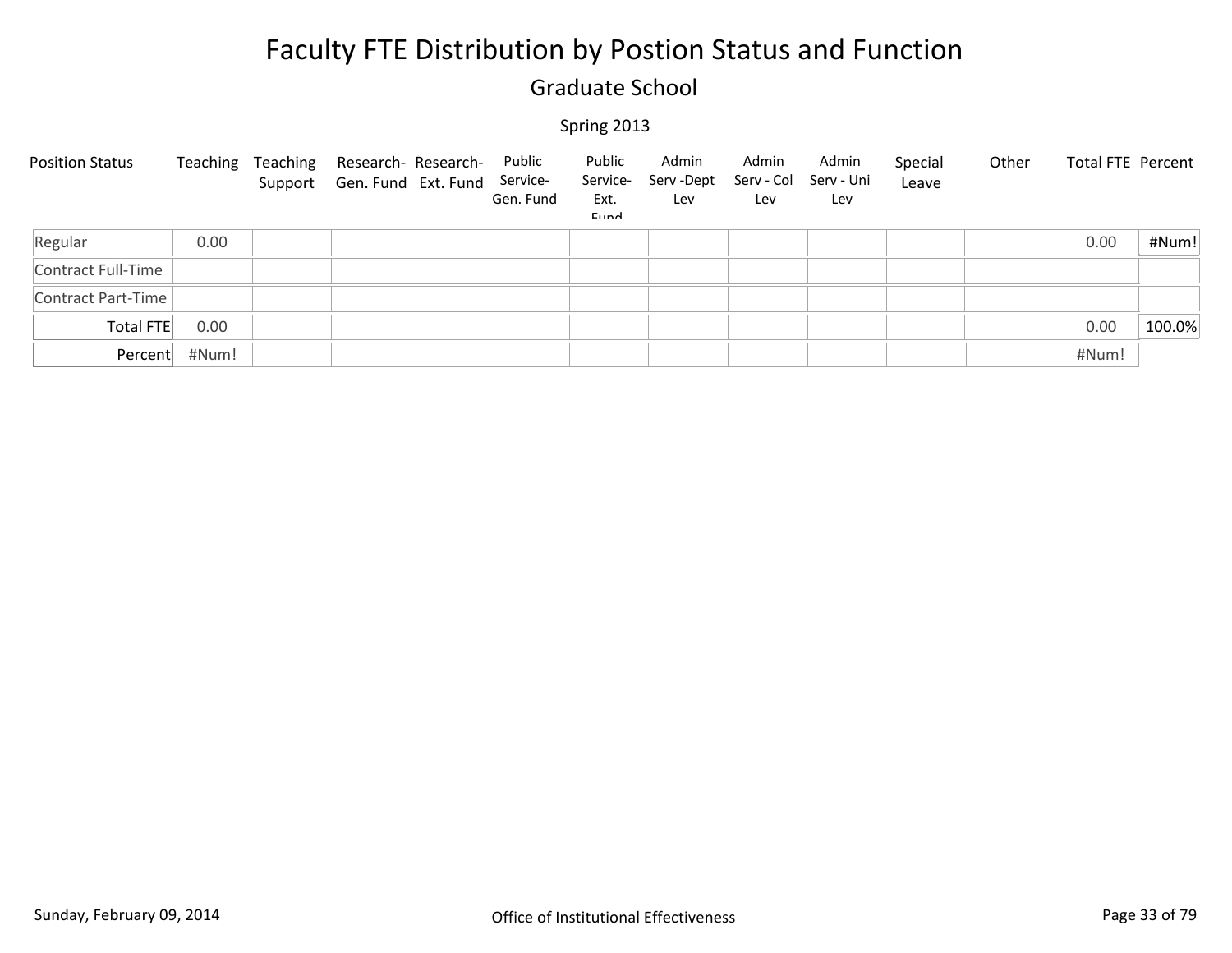# Faculty FTE Distribution by Postion Status and Function

## Graduate School

### Spring 2013

| Position Status | Teaching | Teaching Support | Research- Gen. Fund | Research- Ext. Fund | Public Service- Gen. Fund | Public Service- Ext. Fund | Admin Serv -Dept Lev | Admin Serv - Col Lev | Admin Serv - Uni Lev | Special Leave | Other | Total FTE | Percent |
|---|---|---|---|---|---|---|---|---|---|---|---|---|---|
| Regular | 0.00 | | | | | | | | | | | 0.00 | #Num! |
| Contract Full-Time | | | | | | | | | | | | | |
| Contract Part-Time | | | | | | | | | | | | | |
| Total FTE | 0.00 | | | | | | | | | | | 0.00 | 100.0% |
| Percent | #Num! | | | | | | | | | | | #Num! | |

Sunday, February 09, 2014 — Office of Institutional Effectiveness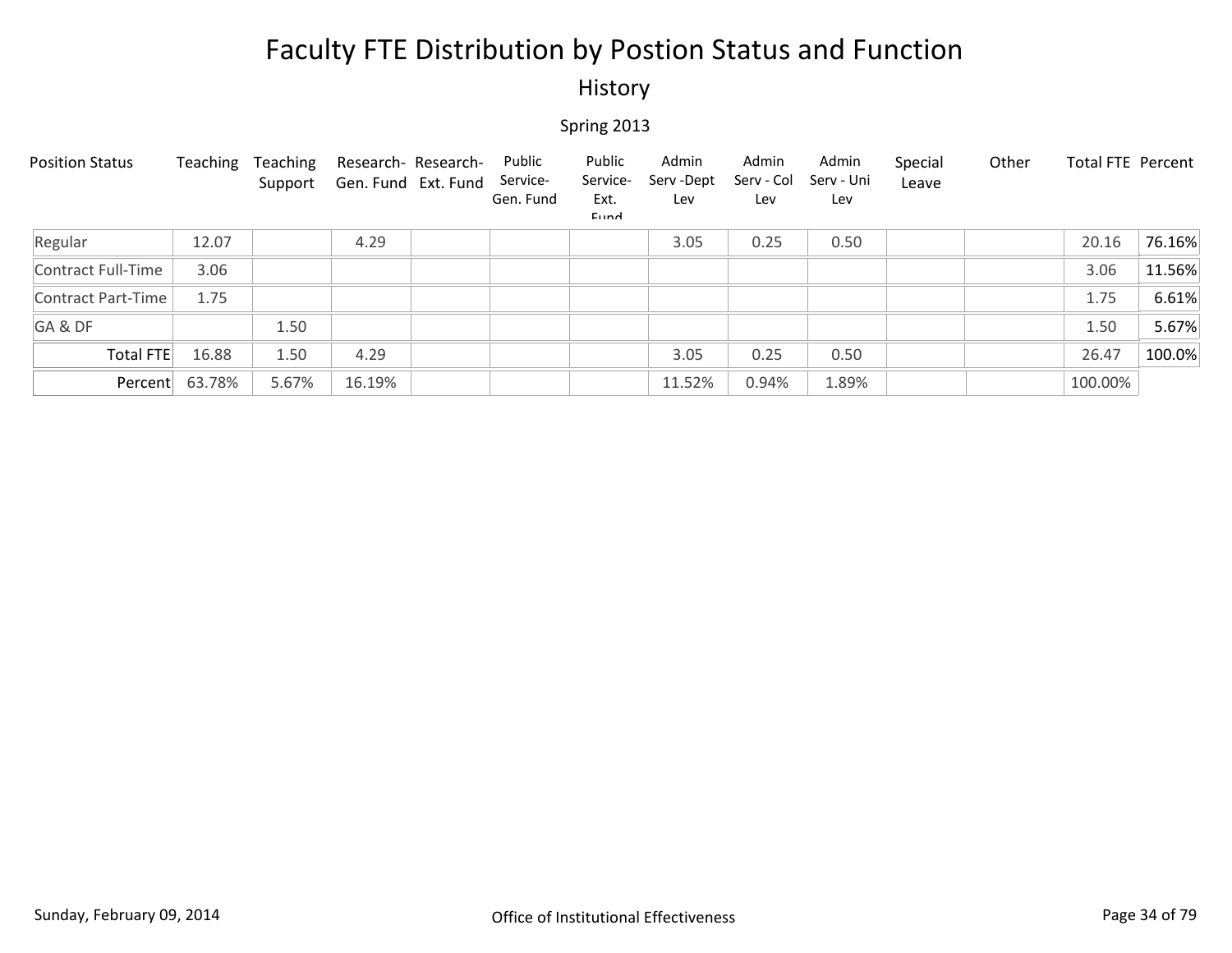# Faculty FTE Distribution by Postion Status and Function

## History

### Spring 2013

| Position Status | Teaching | Teaching Support | Research- Gen. Fund | Research- Ext. Fund | Public Service- Gen. Fund | Public Service- Ext. Fund | Admin Serv -Dept Lev | Admin Serv - Col Lev | Admin Serv - Uni Lev | Special Leave | Other | Total FTE | Percent |
|---|---|---|---|---|---|---|---|---|---|---|---|---|---|
| Regular | 12.07 | | 4.29 | | | | 3.05 | 0.25 | 0.50 | | | 20.16 | 76.16% |
| Contract Full-Time | 3.06 | | | | | | | | | | | 3.06 | 11.56% |
| Contract Part-Time | 1.75 | | | | | | | | | | | 1.75 | 6.61% |
| GA & DF | | 1.50 | | | | | | | | | | 1.50 | 5.67% |
| Total FTE | 16.88 | 1.50 | 4.29 | | | | 3.05 | 0.25 | 0.50 | | | 26.47 | 100.0% |
| Percent | 63.78% | 5.67% | 16.19% | | | | 11.52% | 0.94% | 1.89% | | | 100.00% | |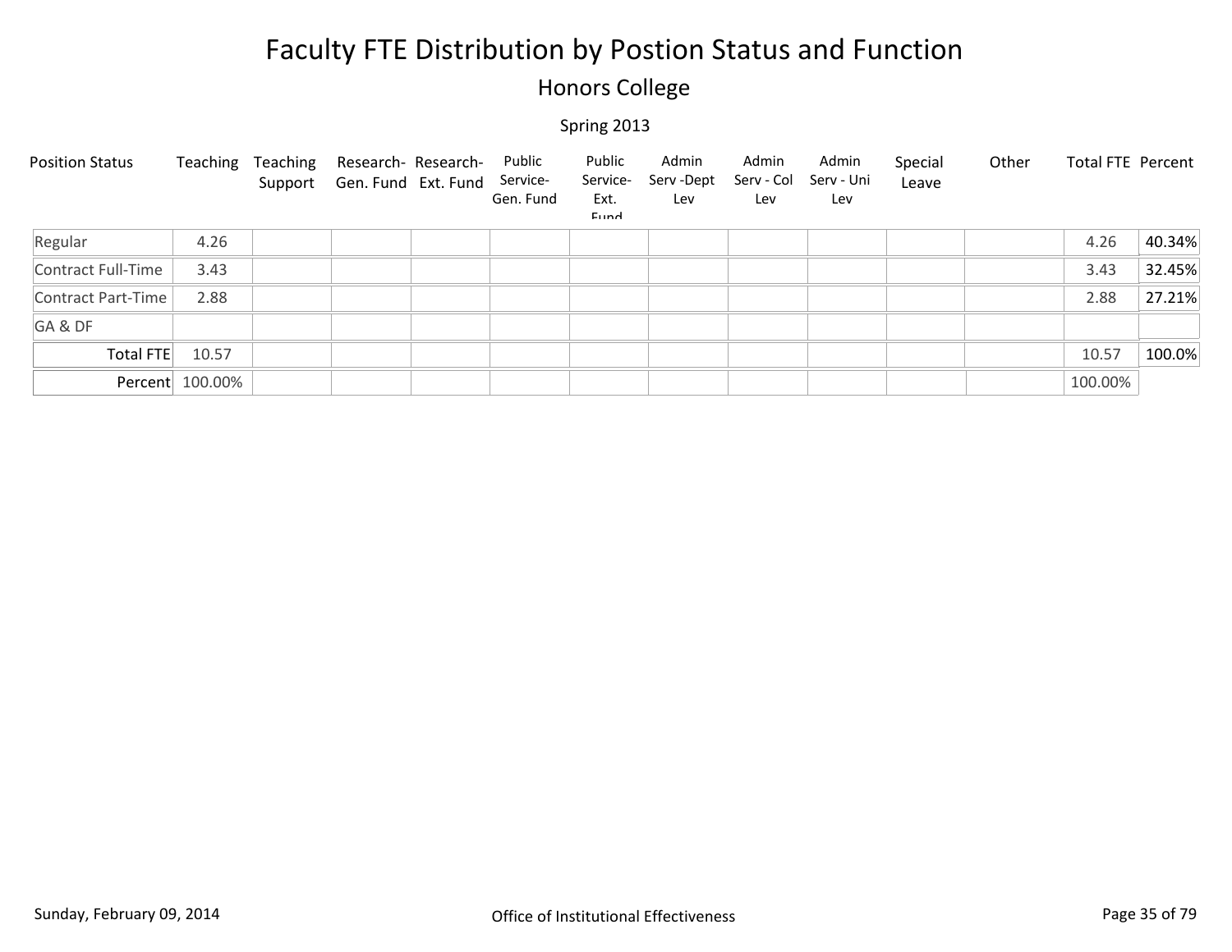# Faculty FTE Distribution by Postion Status and Function

## Honors College

### Spring 2013

| Position Status | Teaching | Teaching Support | Research- Gen. Fund | Research- Ext. Fund | Public Service- Gen. Fund | Public Service- Ext. Fund | Admin Serv -Dept Lev | Admin Serv - Col Lev | Admin Serv - Uni Lev | Special Leave | Other | Total FTE | Percent |
|---|---|---|---|---|---|---|---|---|---|---|---|---|---|
| Regular | 4.26 | | | | | | | | | | | 4.26 | 40.34% |
| Contract Full-Time | 3.43 | | | | | | | | | | | 3.43 | 32.45% |
| Contract Part-Time | 2.88 | | | | | | | | | | | 2.88 | 27.21% |
| GA & DF | | | | | | | | | | | | | |
| Total FTE | 10.57 | | | | | | | | | | | 10.57 | 100.0% |
| Percent | 100.00% | | | | | | | | | | | 100.00% | |

Sunday, February 09, 2014

Office of Institutional Effectiveness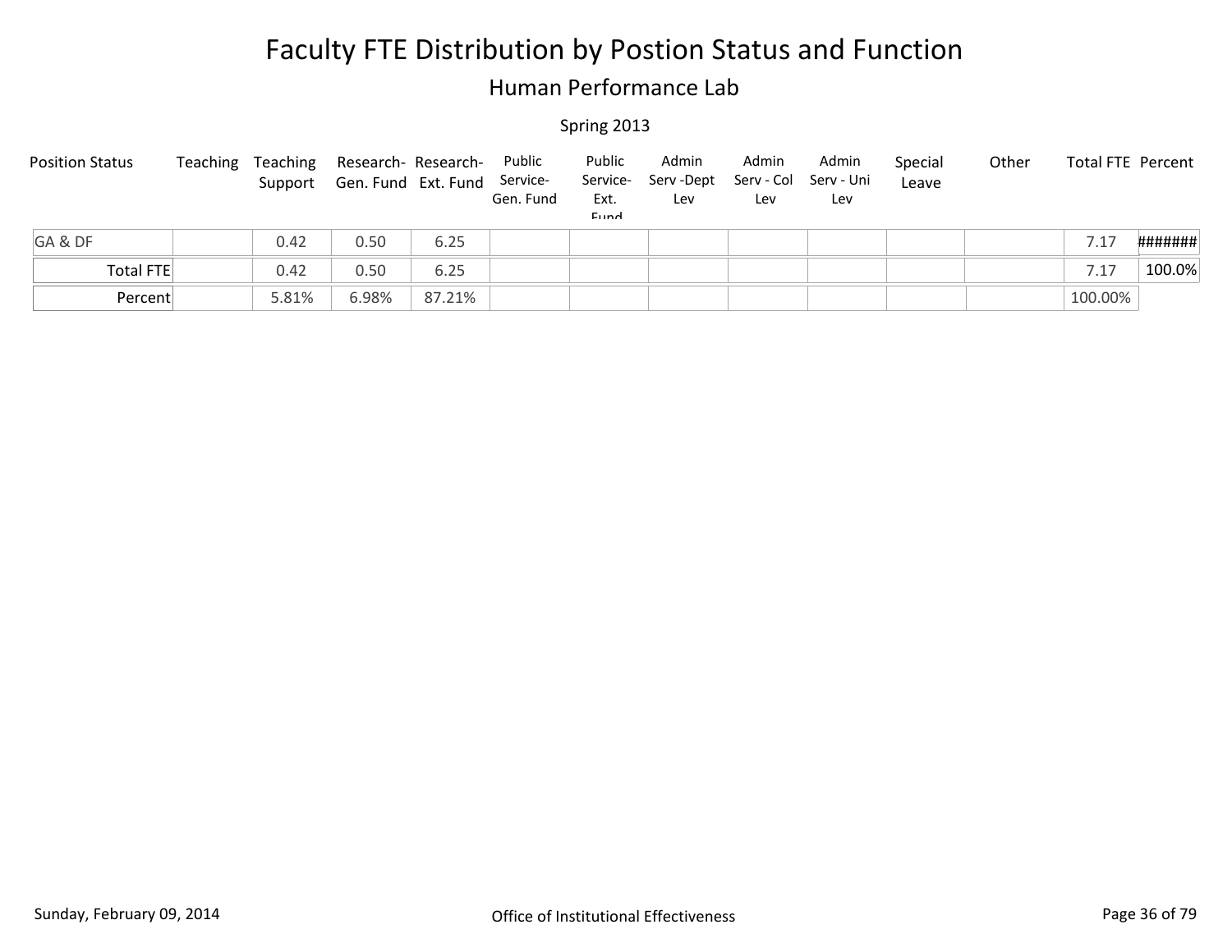# Faculty FTE Distribution by Postion Status and Function

## Human Performance Lab

Spring 2013

| Position Status | Teaching | Teaching Support | Research-Gen. Fund | Research-Ext. Fund | Public Service-Gen. Fund | Public Service-Ext. Fund | Admin Serv -Dept Lev | Admin Serv - Col Lev | Admin Serv - Uni Lev | Special Leave | Other | Total FTE | Percent |
|---|---|---|---|---|---|---|---|---|---|---|---|---|---|
| GA & DF | | 0.42 | 0.50 | 6.25 | | | | | | | | 7.17 | ####### |
| Total FTE | | 0.42 | 0.50 | 6.25 | | | | | | | | 7.17 | 100.0% |
| Percent | | 5.81% | 6.98% | 87.21% | | | | | | | | 100.00% | |

Sunday, February 09, 2014 Office of Institutional Effectiveness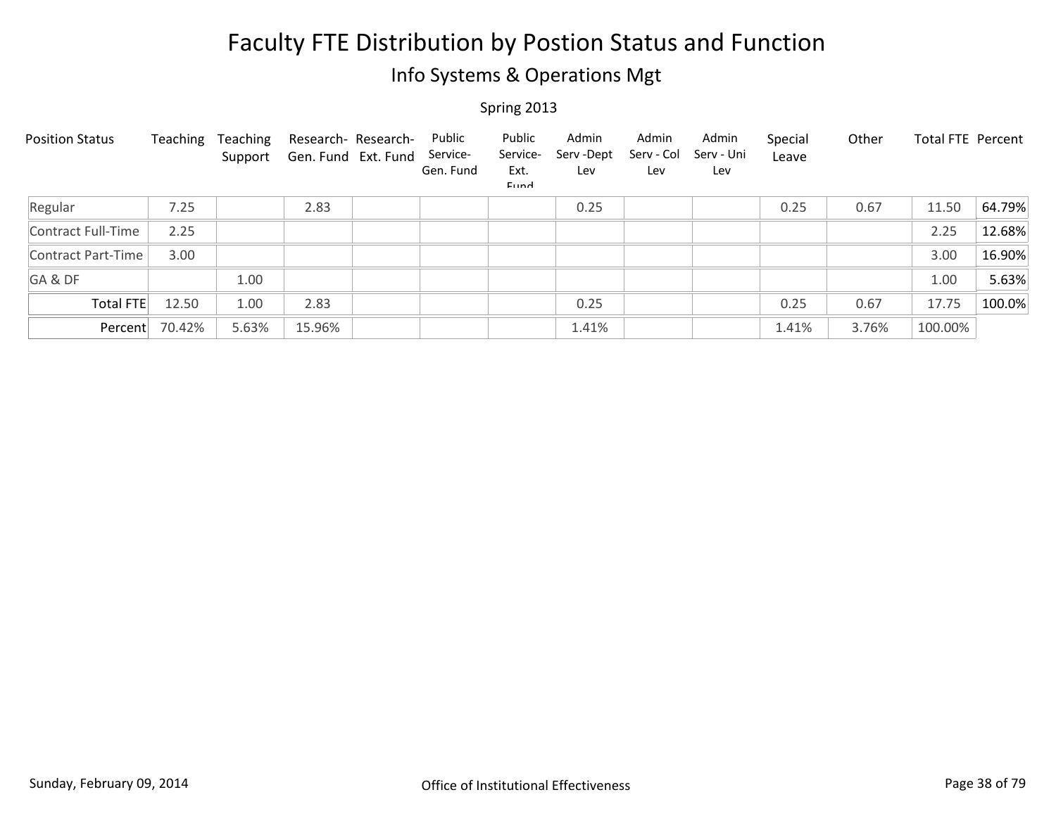# Faculty FTE Distribution by Postion Status and Function

## Info Systems & Operations Mgt

Spring 2013

| Position Status | Teaching | Teaching Support | Research- Gen. Fund | Research- Ext. Fund | Public Service- Gen. Fund | Public Service- Ext. Fund | Admin Serv -Dept Lev | Admin Serv - Col Lev | Admin Serv - Uni Lev | Special Leave | Other | Total FTE | Percent |
|---|---|---|---|---|---|---|---|---|---|---|---|---|---|
| Regular | 7.25 | | 2.83 | | | | 0.25 | | | 0.25 | 0.67 | 11.50 | 64.79% |
| Contract Full-Time | 2.25 | | | | | | | | | | | 2.25 | 12.68% |
| Contract Part-Time | 3.00 | | | | | | | | | | | 3.00 | 16.90% |
| GA & DF | | 1.00 | | | | | | | | | | 1.00 | 5.63% |
| Total FTE | 12.50 | 1.00 | 2.83 | | | | 0.25 | | | 0.25 | 0.67 | 17.75 | 100.0% |
| Percent | 70.42% | 5.63% | 15.96% | | | | 1.41% | | | 1.41% | 3.76% | 100.00% | |

Sunday, February 09, 2014

Office of Institutional Effectiveness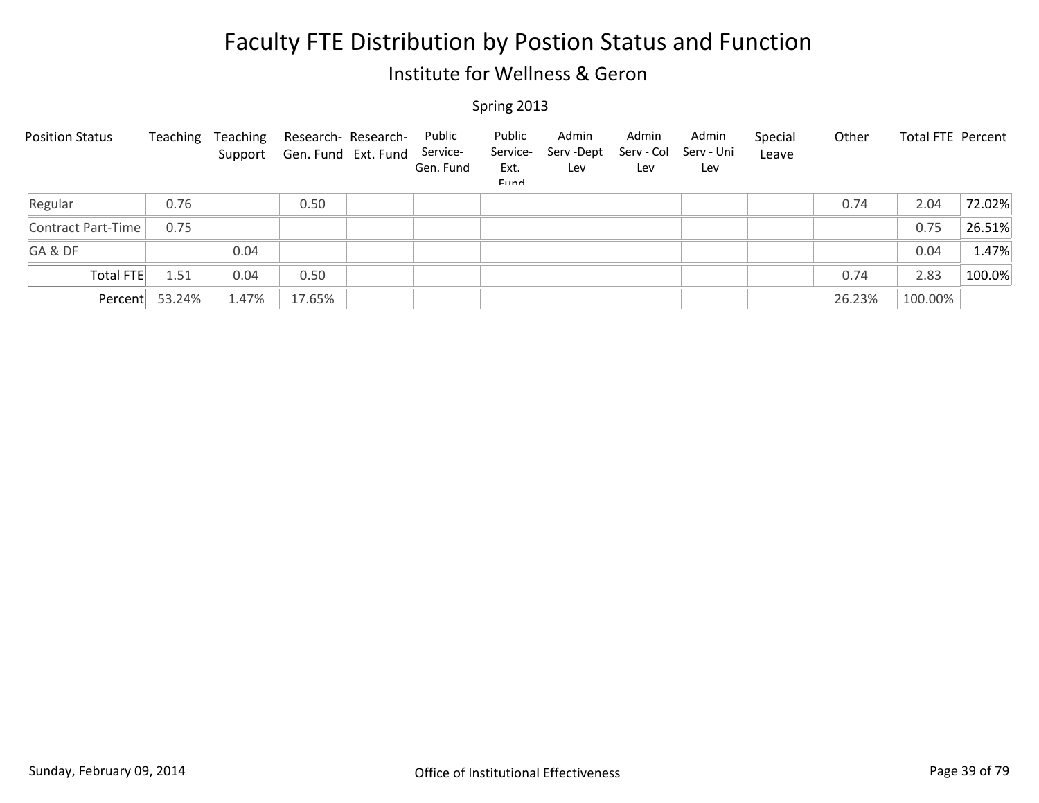# Faculty FTE Distribution by Postion Status and Function

## Institute for Wellness & Geron

Spring 2013

| Position Status | Teaching | Teaching Support | Research- Gen. Fund | Research- Ext. Fund | Public Service- Gen. Fund | Public Service- Ext. Fund | Admin Serv -Dept Lev | Admin Serv - Col Lev | Admin Serv - Uni Lev | Special Leave | Other | Total FTE | Percent |
|---|---|---|---|---|---|---|---|---|---|---|---|---|---|
| Regular | 0.76 | | 0.50 | | | | | | | | 0.74 | 2.04 | 72.02% |
| Contract Part-Time | 0.75 | | | | | | | | | | | 0.75 | 26.51% |
| GA & DF | | 0.04 | | | | | | | | | | 0.04 | 1.47% |
| Total FTE | 1.51 | 0.04 | 0.50 | | | | | | | | 0.74 | 2.83 | 100.0% |
| Percent | 53.24% | 1.47% | 17.65% | | | | | | | | 26.23% | 100.00% | |

Sunday, February 09, 2014 — Office of Institutional Effectiveness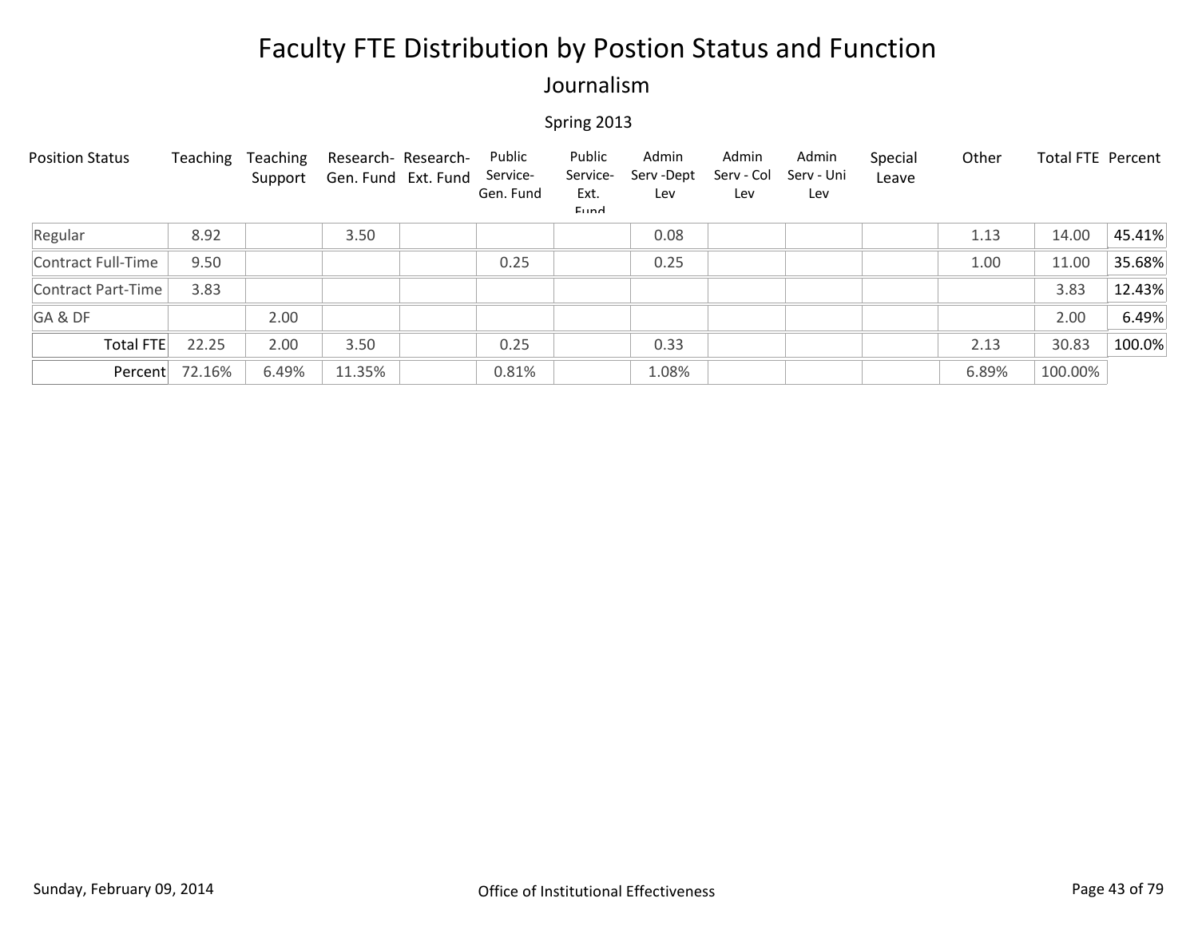# Faculty FTE Distribution by Postion Status and Function

## Journalism

Spring 2013

| Position Status | Teaching | Teaching Support | Research-Gen. Fund | Research-Ext. Fund | Public Service-Gen. Fund | Public Service-Ext. Fund | Admin Serv -Dept Lev | Admin Serv - Col Lev | Admin Serv - Uni Lev | Special Leave | Other | Total FTE | Percent |
|---|---|---|---|---|---|---|---|---|---|---|---|---|---|
| Regular | 8.92 | | 3.50 | | | | 0.08 | | | | 1.13 | 14.00 | 45.41% |
| Contract Full-Time | 9.50 | | | | 0.25 | | 0.25 | | | | 1.00 | 11.00 | 35.68% |
| Contract Part-Time | 3.83 | | | | | | | | | | | 3.83 | 12.43% |
| GA & DF | | 2.00 | | | | | | | | | | 2.00 | 6.49% |
| Total FTE | 22.25 | 2.00 | 3.50 | | 0.25 | | 0.33 | | | | 2.13 | 30.83 | 100.0% |
| Percent | 72.16% | 6.49% | 11.35% | | 0.81% | | 1.08% | | | | 6.89% | 100.00% | |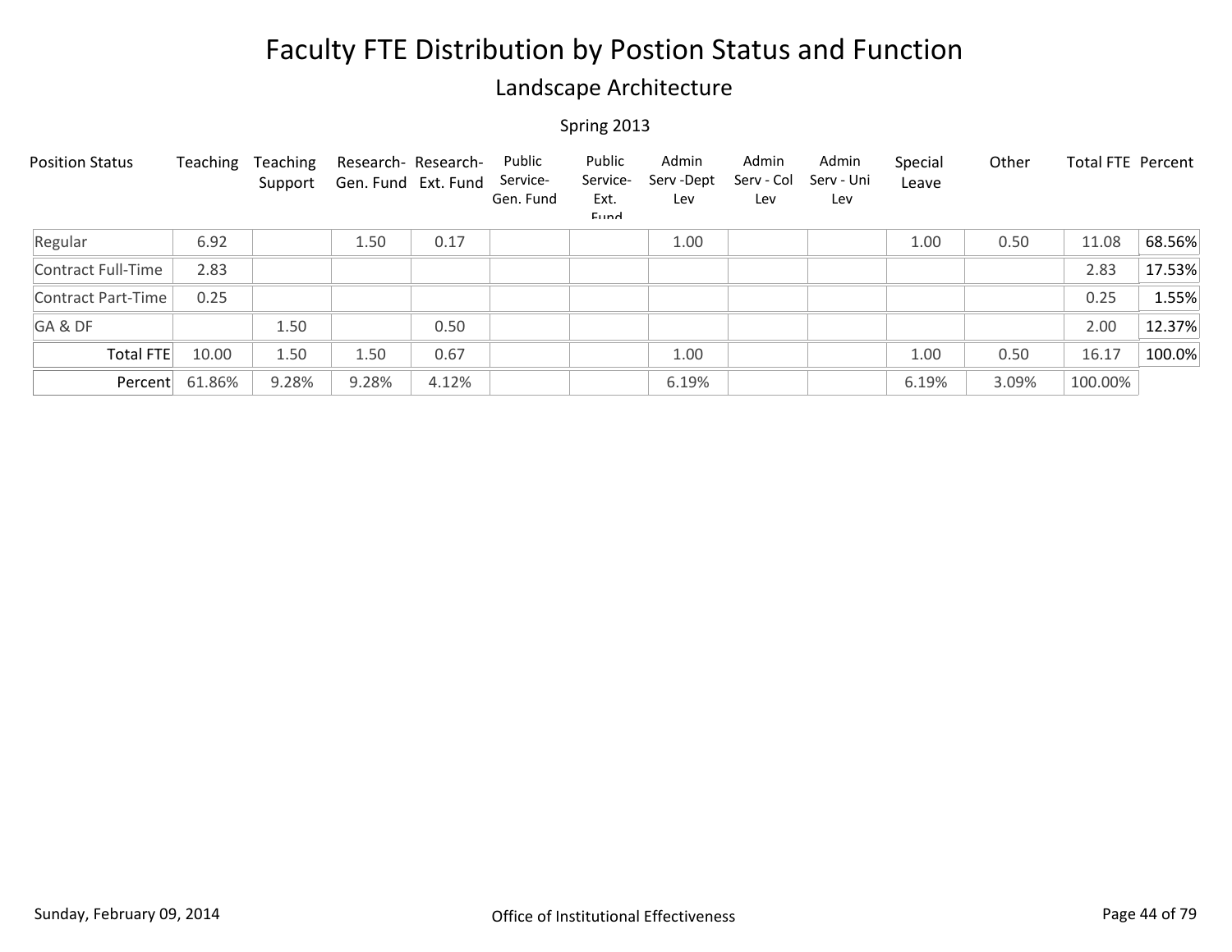# Faculty FTE Distribution by Postion Status and Function

## Landscape Architecture

Spring 2013

| Position Status | Teaching | Teaching Support | Research- Gen. Fund | Research- Ext. Fund | Public Service- Gen. Fund | Public Service- Ext. Fund | Admin Serv -Dept Lev | Admin Serv - Col Lev | Admin Serv - Uni Lev | Special Leave | Other | Total FTE | Percent |
|---|---|---|---|---|---|---|---|---|---|---|---|---|---|
| Regular | 6.92 | | 1.50 | 0.17 | | | 1.00 | | | 1.00 | 0.50 | 11.08 | 68.56% |
| Contract Full-Time | 2.83 | | | | | | | | | | | 2.83 | 17.53% |
| Contract Part-Time | 0.25 | | | | | | | | | | | 0.25 | 1.55% |
| GA & DF | | 1.50 | | 0.50 | | | | | | | | 2.00 | 12.37% |
| Total FTE | 10.00 | 1.50 | 1.50 | 0.67 | | | 1.00 | | | 1.00 | 0.50 | 16.17 | 100.0% |
| Percent | 61.86% | 9.28% | 9.28% | 4.12% | | | 6.19% | | | 6.19% | 3.09% | 100.00% | |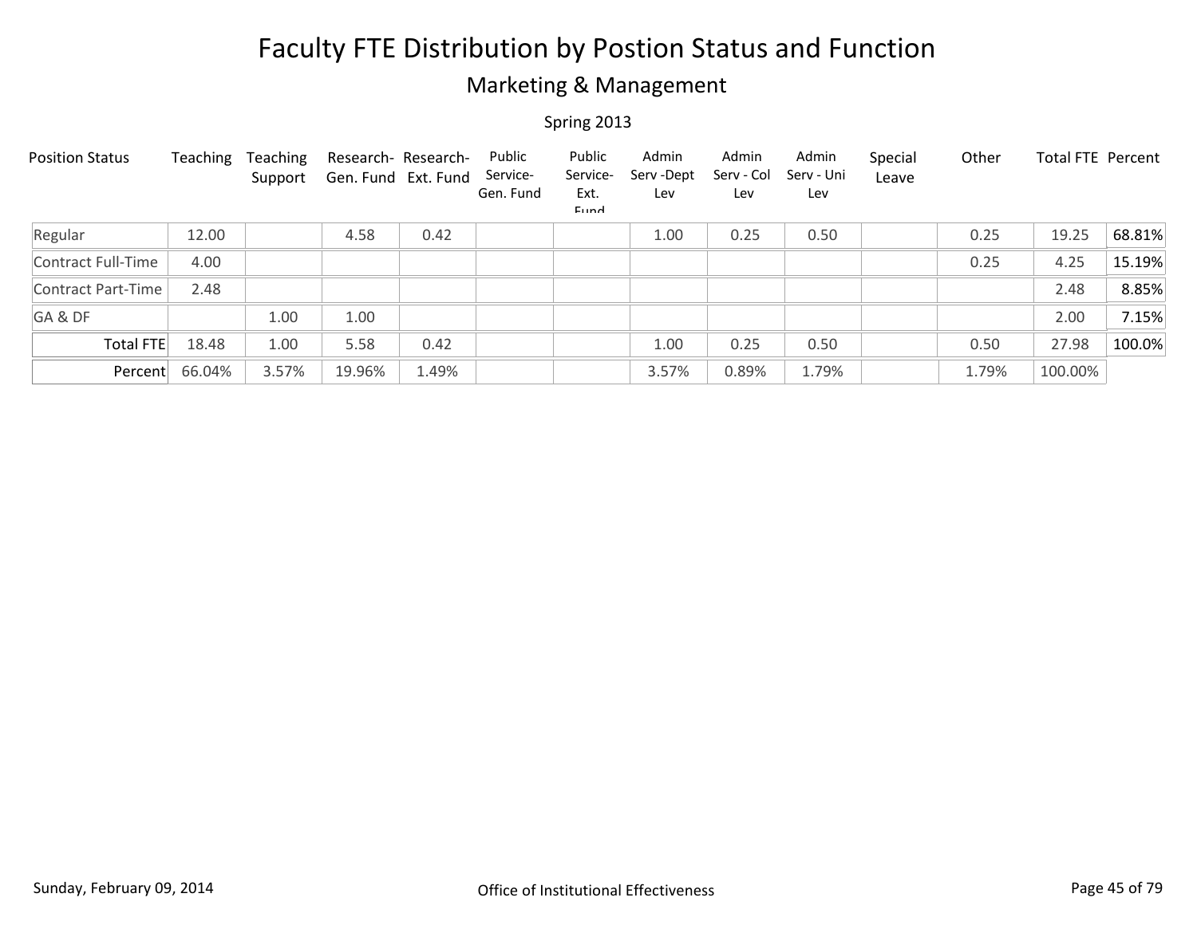# Faculty FTE Distribution by Postion Status and Function

## Marketing & Management

Spring 2013

| Position Status | Teaching | Teaching Support | Research- Gen. Fund | Research- Ext. Fund | Public Service- Gen. Fund | Public Service- Ext. Fund | Admin Serv -Dept Lev | Admin Serv - Col Lev | Admin Serv - Uni Lev | Special Leave | Other | Total FTE | Percent |
|---|---|---|---|---|---|---|---|---|---|---|---|---|---|
| Regular | 12.00 | | 4.58 | 0.42 | | | 1.00 | 0.25 | 0.50 | | 0.25 | 19.25 | 68.81% |
| Contract Full-Time | 4.00 | | | | | | | | | | 0.25 | 4.25 | 15.19% |
| Contract Part-Time | 2.48 | | | | | | | | | | | 2.48 | 8.85% |
| GA & DF | | 1.00 | 1.00 | | | | | | | | | 2.00 | 7.15% |
| Total FTE | 18.48 | 1.00 | 5.58 | 0.42 | | | 1.00 | 0.25 | 0.50 | | 0.50 | 27.98 | 100.0% |
| Percent | 66.04% | 3.57% | 19.96% | 1.49% | | | 3.57% | 0.89% | 1.79% | | 1.79% | 100.00% | |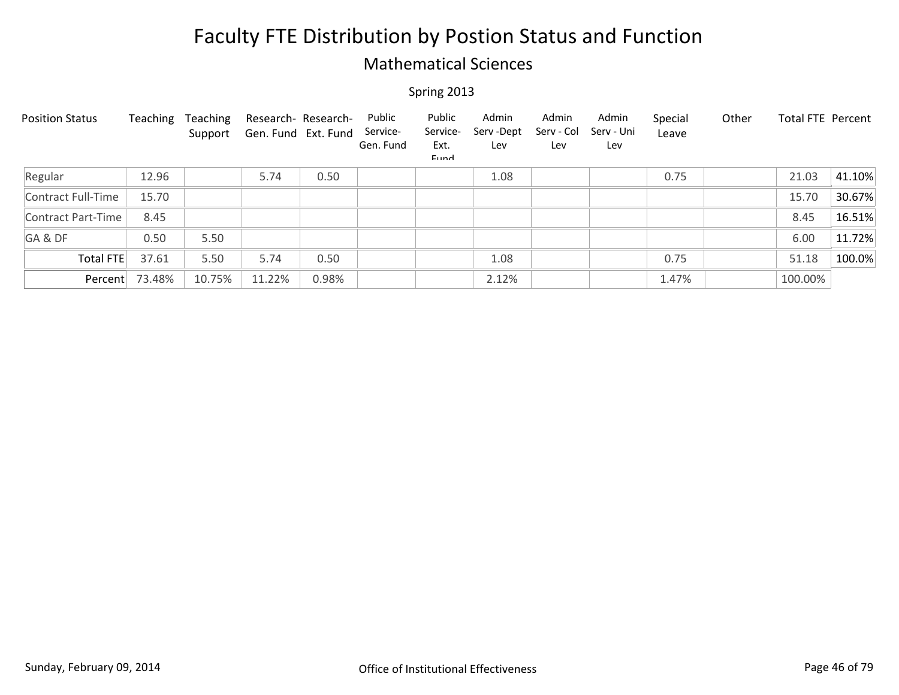# Faculty FTE Distribution by Postion Status and Function

## Mathematical Sciences

Spring 2013

| Position Status | Teaching | Teaching Support | Research- Gen. Fund | Research- Ext. Fund | Public Service- Gen. Fund | Public Service- Ext. Fund | Admin Serv -Dept Lev | Admin Serv - Col Lev | Admin Serv - Uni Lev | Special Leave | Other | Total FTE | Percent |
|---|---|---|---|---|---|---|---|---|---|---|---|---|---|
| Regular | 12.96 | | 5.74 | 0.50 | | | 1.08 | | | 0.75 | | 21.03 | 41.10% |
| Contract Full-Time | 15.70 | | | | | | | | | | | 15.70 | 30.67% |
| Contract Part-Time | 8.45 | | | | | | | | | | | 8.45 | 16.51% |
| GA & DF | 0.50 | 5.50 | | | | | | | | | | 6.00 | 11.72% |
| Total FTE | 37.61 | 5.50 | 5.74 | 0.50 | | | 1.08 | | | 0.75 | | 51.18 | 100.0% |
| Percent | 73.48% | 10.75% | 11.22% | 0.98% | | | 2.12% | | | 1.47% | | 100.00% | |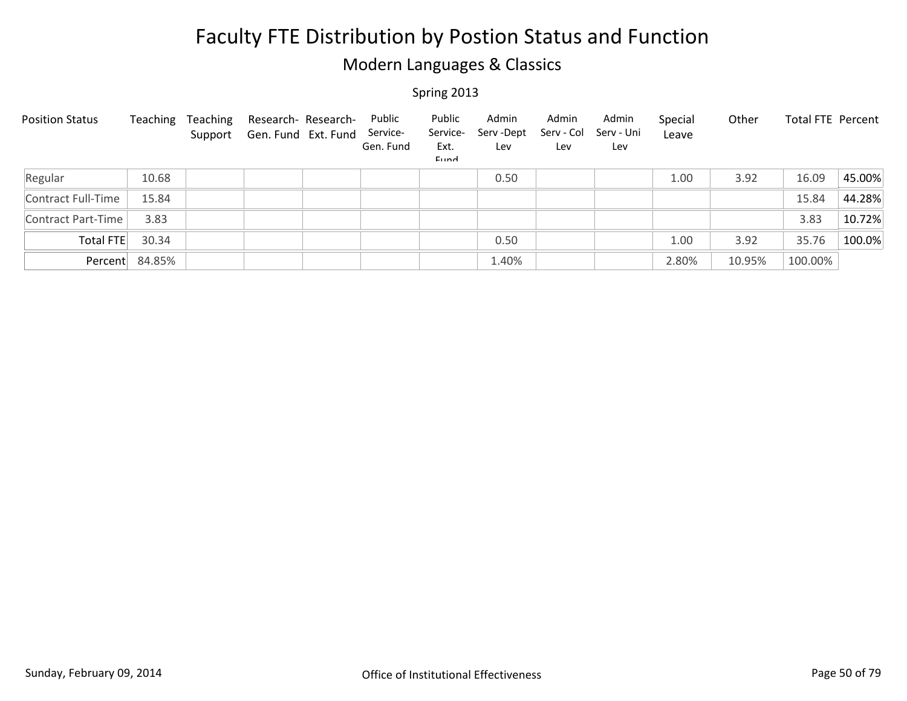# Faculty FTE Distribution by Postion Status and Function

## Modern Languages & Classics

Spring 2013

| Position Status | Teaching | Teaching Support | Research-Gen. Fund | Research-Ext. Fund | Public Service-Gen. Fund | Public Service-Ext. Fund | Admin Serv -Dept Lev | Admin Serv - Col Lev | Admin Serv - Uni Lev | Special Leave | Other | Total FTE | Percent |
|---|---|---|---|---|---|---|---|---|---|---|---|---|---|
| Regular | 10.68 | | | | | | 0.50 | | | 1.00 | 3.92 | 16.09 | 45.00% |
| Contract Full-Time | 15.84 | | | | | | | | | | | 15.84 | 44.28% |
| Contract Part-Time | 3.83 | | | | | | | | | | | 3.83 | 10.72% |
| Total FTE | 30.34 | | | | | | 0.50 | | | 1.00 | 3.92 | 35.76 | 100.0% |
| Percent | 84.85% | | | | | | 1.40% | | | 2.80% | 10.95% | 100.00% | |

Sunday, February 09, 2014 — Office of Institutional Effectiveness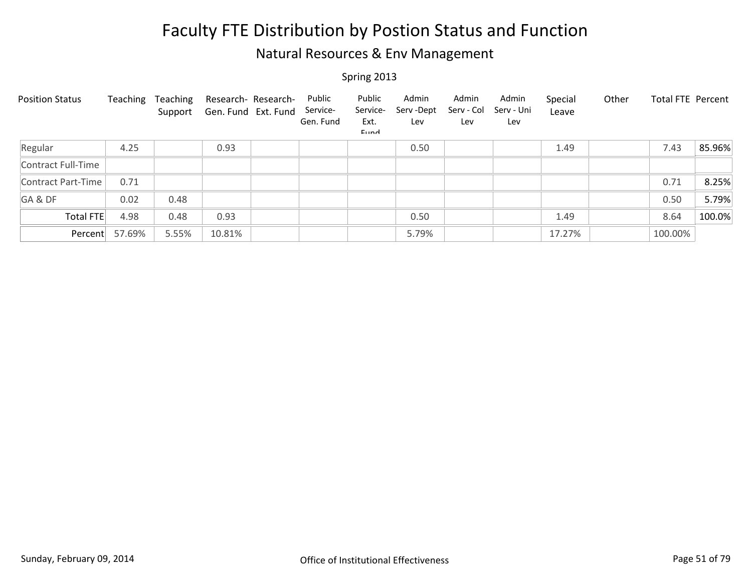# Faculty FTE Distribution by Postion Status and Function

## Natural Resources & Env Management

Spring 2013

| Position Status | Teaching | Teaching Support | Research- Gen. Fund | Research- Ext. Fund | Public Service- Gen. Fund | Public Service- Ext. Fund | Admin Serv -Dept Lev | Admin Serv - Col Lev | Admin Serv - Uni Lev | Special Leave | Other | Total FTE | Percent |
|---|---|---|---|---|---|---|---|---|---|---|---|---|---|
| Regular | 4.25 | | 0.93 | | | | 0.50 | | | 1.49 | | 7.43 | 85.96% |
| Contract Full-Time | | | | | | | | | | | | | |
| Contract Part-Time | 0.71 | | | | | | | | | | | 0.71 | 8.25% |
| GA & DF | 0.02 | 0.48 | | | | | | | | | | 0.50 | 5.79% |
| Total FTE | 4.98 | 0.48 | 0.93 | | | | 0.50 | | | 1.49 | | 8.64 | 100.0% |
| Percent | 57.69% | 5.55% | 10.81% | | | | 5.79% | | | 17.27% | | 100.00% | |

Sunday, February 09, 2014

Office of Institutional Effectiveness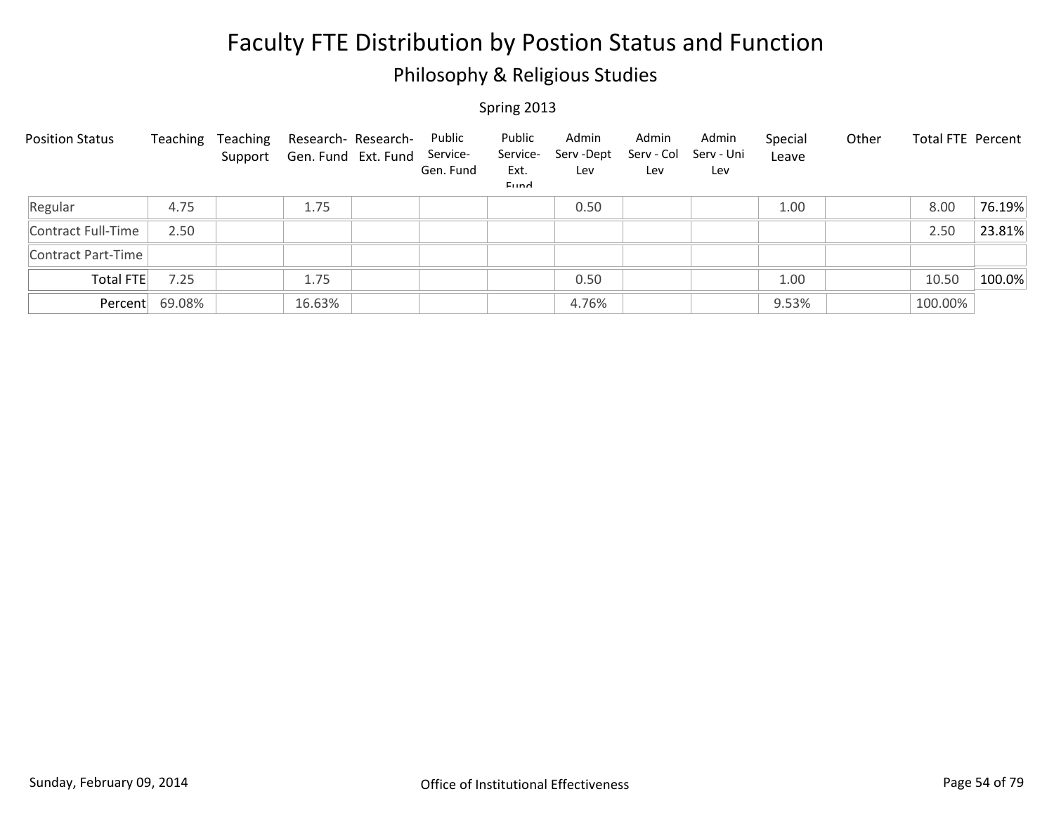# Faculty FTE Distribution by Postion Status and Function

## Philosophy & Religious Studies

Spring 2013

| Position Status | Teaching | Teaching Support | Research-Gen. Fund | Research-Ext. Fund | Public Service-Gen. Fund | Public Service-Ext. Fund | Admin Serv -Dept Lev | Admin Serv - Col Lev | Admin Serv - Uni Lev | Special Leave | Other | Total FTE | Percent |
|---|---|---|---|---|---|---|---|---|---|---|---|---|---|
| Regular | 4.75 | | 1.75 | | | | 0.50 | | | 1.00 | | 8.00 | 76.19% |
| Contract Full-Time | 2.50 | | | | | | | | | | | 2.50 | 23.81% |
| Contract Part-Time | | | | | | | | | | | | | |
| Total FTE | 7.25 | | 1.75 | | | | 0.50 | | | 1.00 | | 10.50 | 100.0% |
| Percent | 69.08% | | 16.63% | | | | 4.76% | | | 9.53% | | 100.00% | |

Sunday, February 09, 2014 — Office of Institutional Effectiveness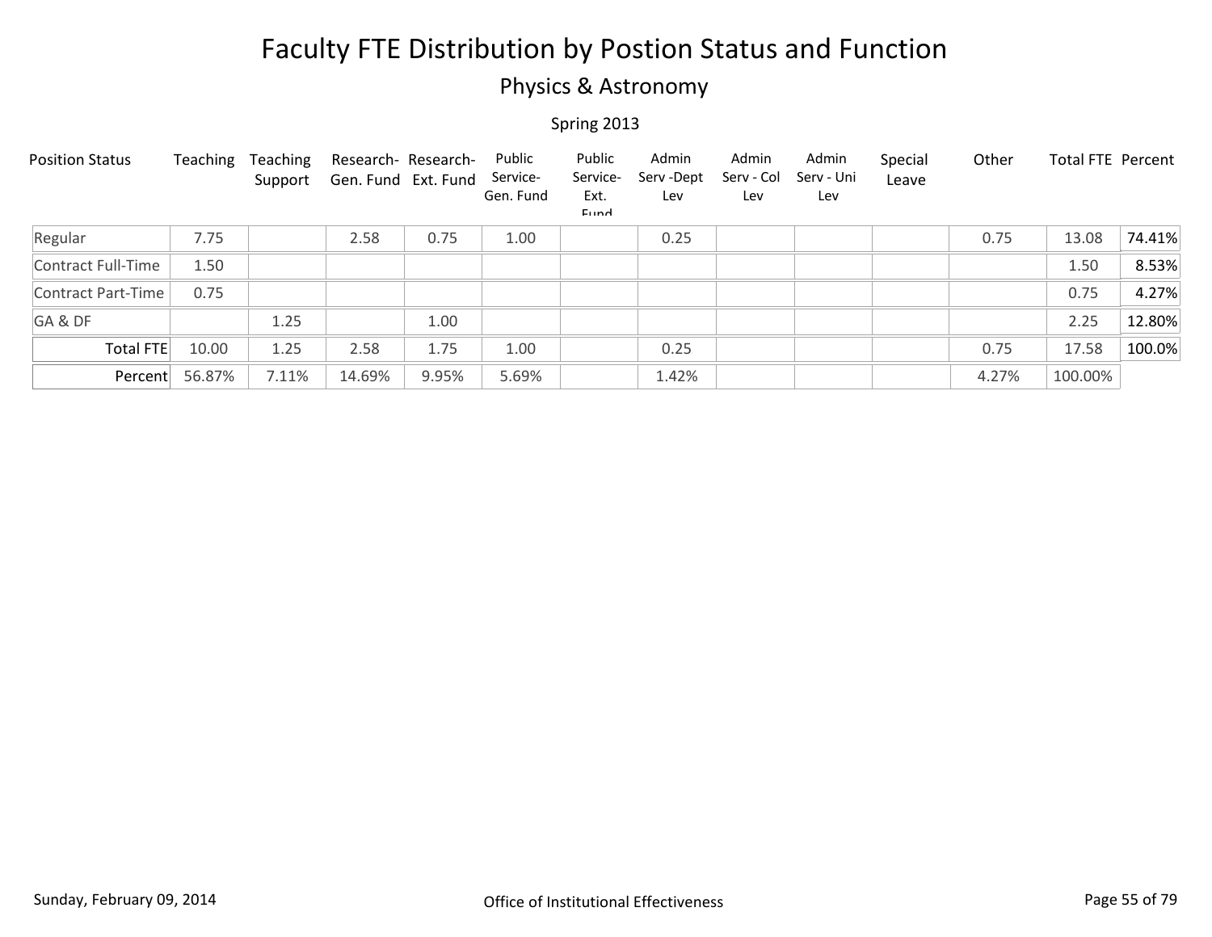# Faculty FTE Distribution by Postion Status and Function

## Physics & Astronomy

Spring 2013

| Position Status | Teaching | Teaching Support | Research- Gen. Fund | Research- Ext. Fund | Public Service- Gen. Fund | Public Service- Ext. Fund | Admin Serv -Dept Lev | Admin Serv - Col Lev | Admin Serv - Uni Lev | Special Leave | Other | Total FTE | Percent |
|---|---|---|---|---|---|---|---|---|---|---|---|---|---|
| Regular | 7.75 | | 2.58 | 0.75 | 1.00 | | 0.25 | | | | 0.75 | 13.08 | 74.41% |
| Contract Full-Time | 1.50 | | | | | | | | | | | 1.50 | 8.53% |
| Contract Part-Time | 0.75 | | | | | | | | | | | 0.75 | 4.27% |
| GA & DF | | 1.25 | | 1.00 | | | | | | | | 2.25 | 12.80% |
| Total FTE | 10.00 | 1.25 | 2.58 | 1.75 | 1.00 | | 0.25 | | | | 0.75 | 17.58 | 100.0% |
| Percent | 56.87% | 7.11% | 14.69% | 9.95% | 5.69% | | 1.42% | | | | 4.27% | 100.00% | |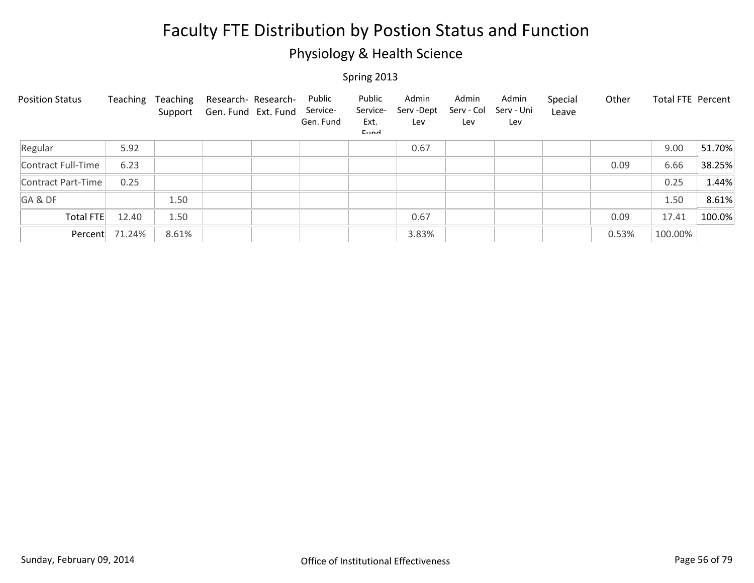# Faculty FTE Distribution by Postion Status and Function

## Physiology & Health Science

Spring 2013

| Position Status | Teaching | Teaching Support | Research-Gen. Fund | Research-Ext. Fund | Public Service-Gen. Fund | Public Service-Ext. Fund | Admin Serv -Dept Lev | Admin Serv - Col Lev | Admin Serv - Uni Lev | Special Leave | Other | Total FTE | Percent |
|---|---|---|---|---|---|---|---|---|---|---|---|---|---|
| Regular | 5.92 | | | | | | 0.67 | | | | | 9.00 | 51.70% |
| Contract Full-Time | 6.23 | | | | | | | | | | 0.09 | 6.66 | 38.25% |
| Contract Part-Time | 0.25 | | | | | | | | | | | 0.25 | 1.44% |
| GA & DF | | 1.50 | | | | | | | | | | 1.50 | 8.61% |
| Total FTE | 12.40 | 1.50 | | | | | 0.67 | | | | 0.09 | 17.41 | 100.0% |
| Percent | 71.24% | 8.61% | | | | | 3.83% | | | | 0.53% | 100.00% | |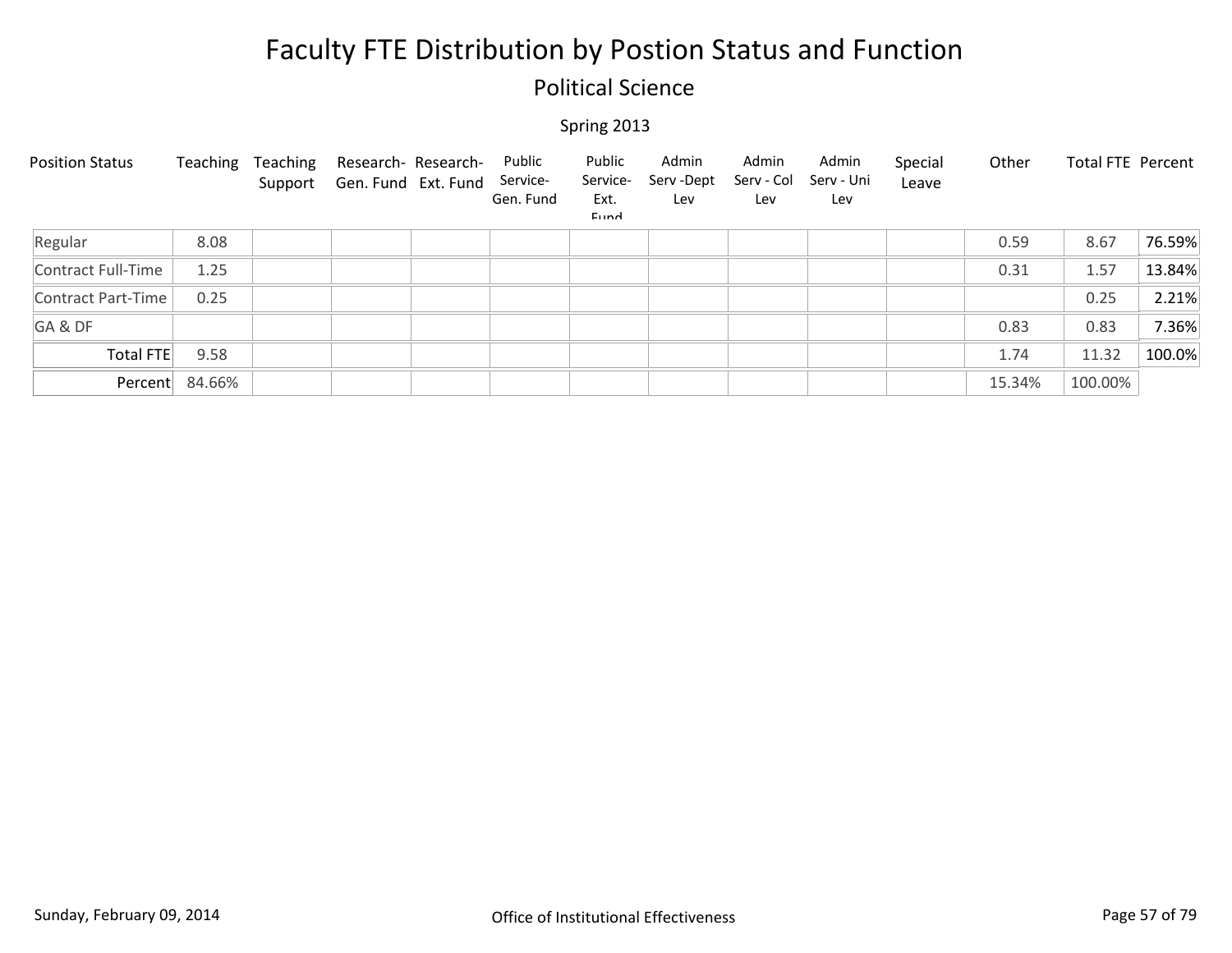# Faculty FTE Distribution by Postion Status and Function

## Political Science

Spring 2013

| Position Status | Teaching | Teaching Support | Research-Gen. Fund | Research-Ext. Fund | Public Service-Gen. Fund | Public Service-Ext. Fund | Admin Serv -Dept Lev | Admin Serv - Col Lev | Admin Serv - Uni Lev | Special Leave | Other | Total FTE | Percent |
|---|---|---|---|---|---|---|---|---|---|---|---|---|---|
| Regular | 8.08 | | | | | | | | | | 0.59 | 8.67 | 76.59% |
| Contract Full-Time | 1.25 | | | | | | | | | | 0.31 | 1.57 | 13.84% |
| Contract Part-Time | 0.25 | | | | | | | | | | | 0.25 | 2.21% |
| GA & DF | | | | | | | | | | | 0.83 | 0.83 | 7.36% |
| Total FTE | 9.58 | | | | | | | | | | 1.74 | 11.32 | 100.0% |
| Percent | 84.66% | | | | | | | | | | 15.34% | 100.00% | |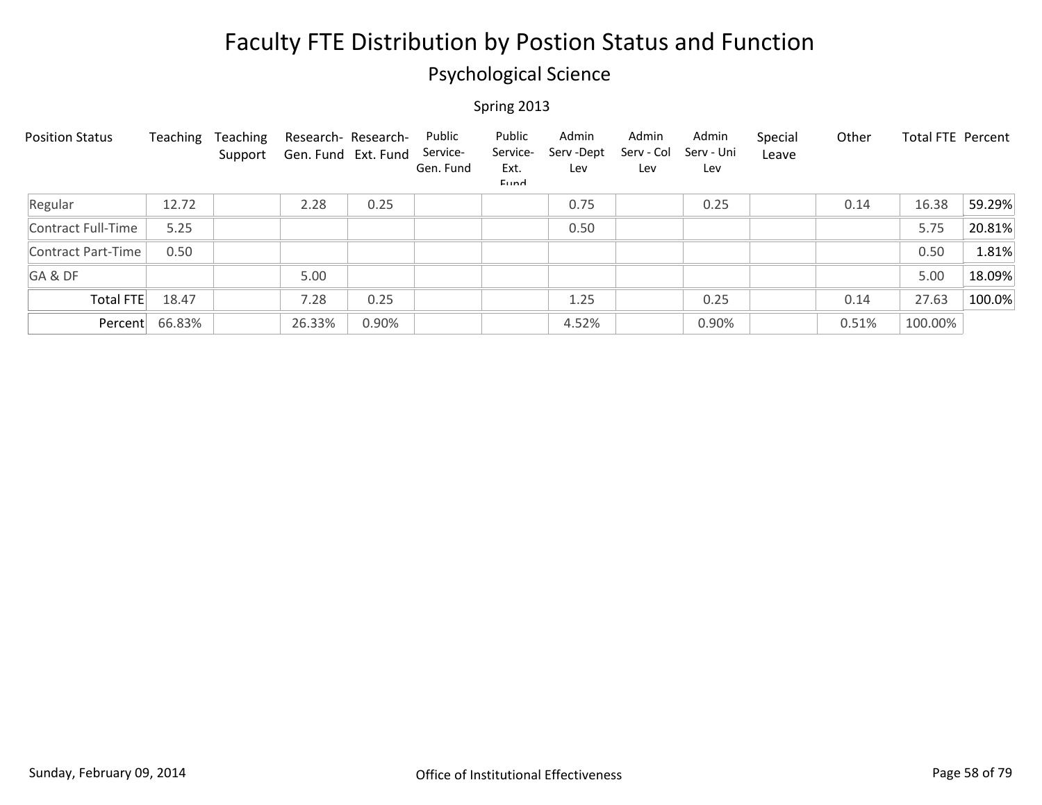# Faculty FTE Distribution by Postion Status and Function

## Psychological Science

Spring 2013

| Position Status | Teaching | Teaching Support | Research-Gen. Fund | Research-Ext. Fund | Public Service-Gen. Fund | Public Service-Ext. Fund | Admin Serv -Dept Lev | Admin Serv - Col Lev | Admin Serv - Uni Lev | Special Leave | Other | Total FTE | Percent |
|---|---|---|---|---|---|---|---|---|---|---|---|---|---|
| Regular | 12.72 | | 2.28 | 0.25 | | | 0.75 | | 0.25 | | 0.14 | 16.38 | 59.29% |
| Contract Full-Time | 5.25 | | | | | | 0.50 | | | | | 5.75 | 20.81% |
| Contract Part-Time | 0.50 | | | | | | | | | | | 0.50 | 1.81% |
| GA & DF | | | 5.00 | | | | | | | | | 5.00 | 18.09% |
| Total FTE | 18.47 | | 7.28 | 0.25 | | | 1.25 | | 0.25 | | 0.14 | 27.63 | 100.0% |
| Percent | 66.83% | | 26.33% | 0.90% | | | 4.52% | | 0.90% | | 0.51% | 100.00% | |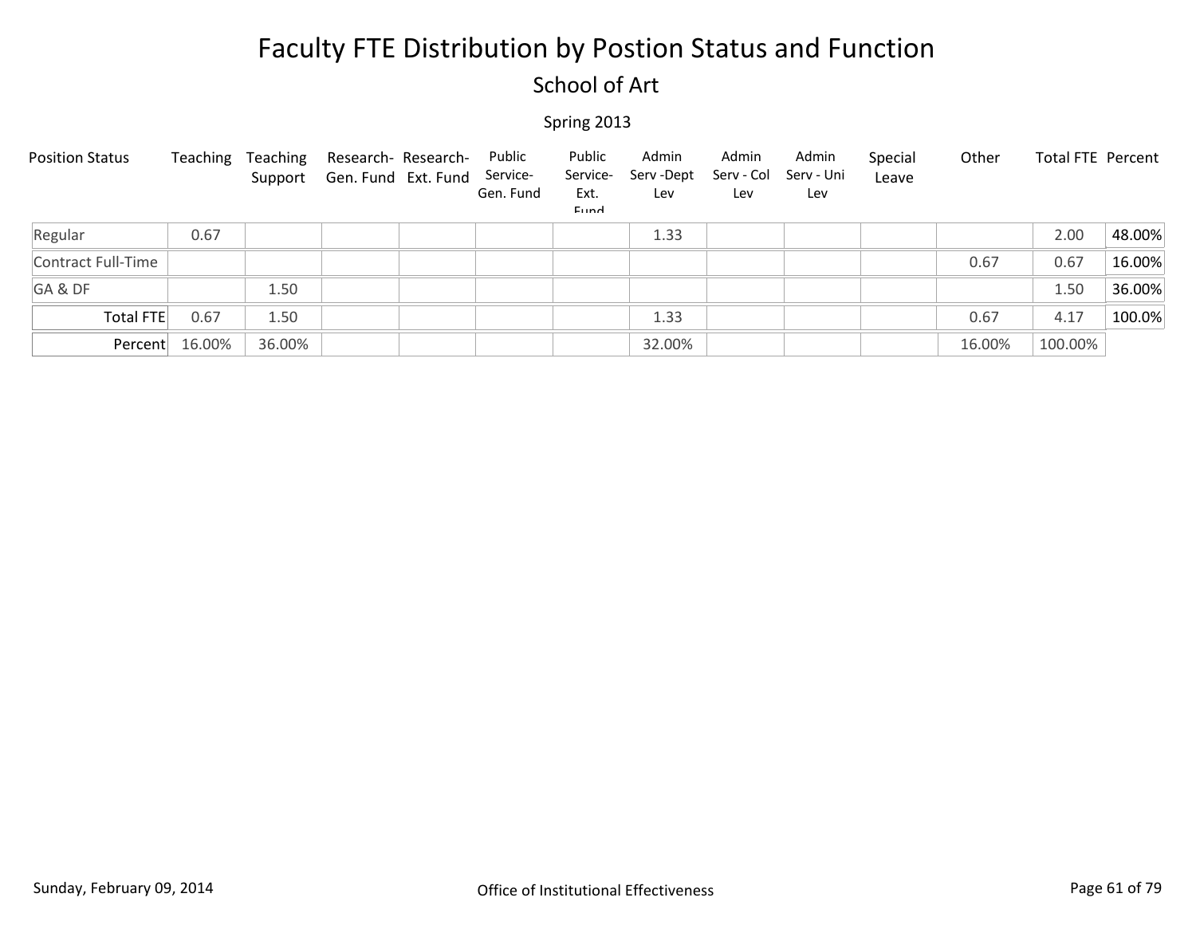# Faculty FTE Distribution by Postion Status and Function

## School of Art

### Spring 2013

| Position Status | Teaching | Teaching Support | Research- Gen. Fund | Research- Ext. Fund | Public Service- Gen. Fund | Public Service- Ext. Fund | Admin Serv -Dept Lev | Admin Serv - Col Lev | Admin Serv - Uni Lev | Special Leave | Other | Total FTE | Percent |
|---|---|---|---|---|---|---|---|---|---|---|---|---|---|
| Regular | 0.67 | | | | | | 1.33 | | | | | 2.00 | 48.00% |
| Contract Full-Time | | | | | | | | | | | 0.67 | 0.67 | 16.00% |
| GA & DF | | 1.50 | | | | | | | | | | 1.50 | 36.00% |
| Total FTE | 0.67 | 1.50 | | | | | 1.33 | | | | 0.67 | 4.17 | 100.0% |
| Percent | 16.00% | 36.00% | | | | | 32.00% | | | | 16.00% | 100.00% | |

Sunday, February 09, 2014 — Office of Institutional Effectiveness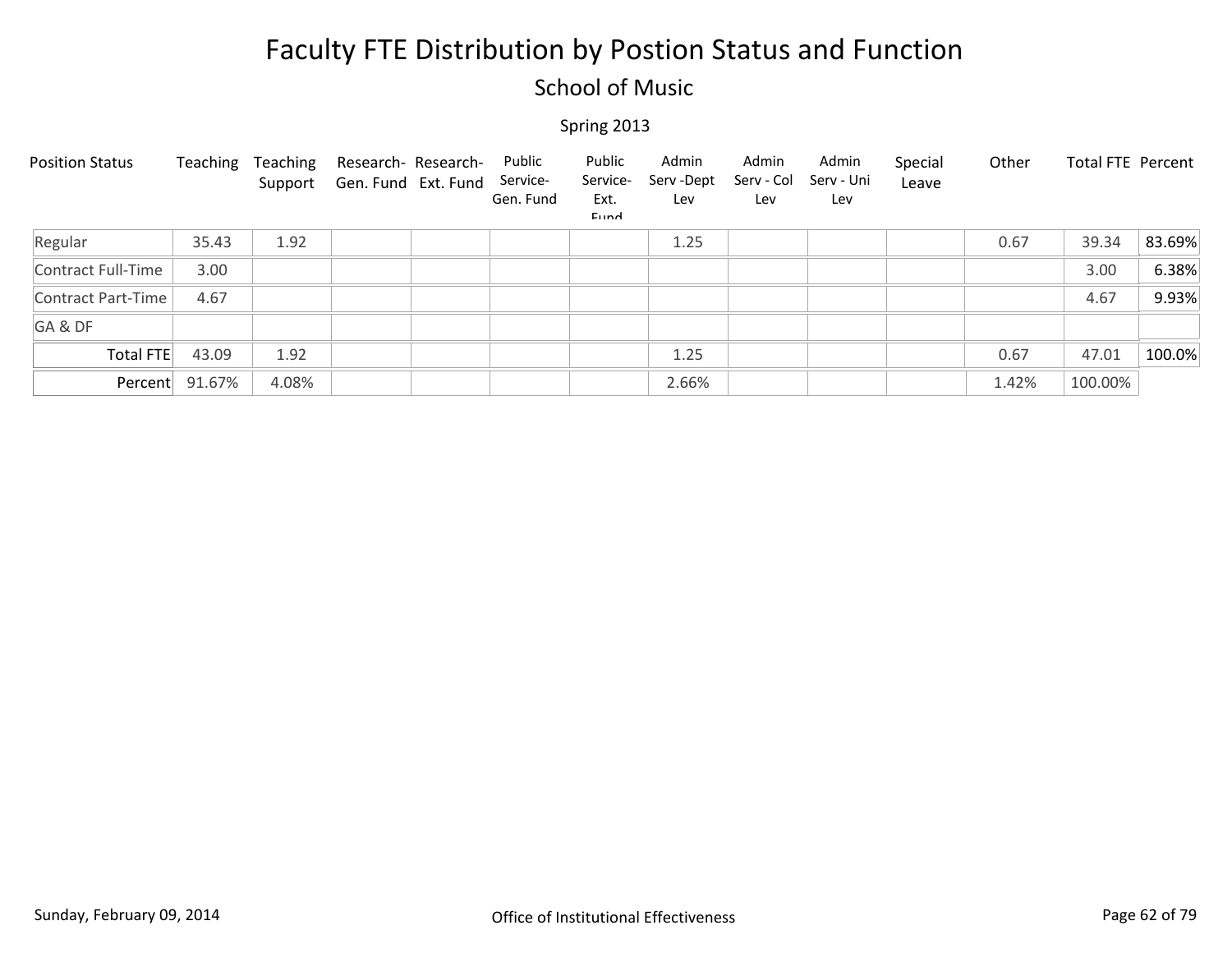# Faculty FTE Distribution by Postion Status and Function

## School of Music

### Spring 2013

| Position Status | Teaching | Teaching Support | Research-Gen. Fund | Research-Ext. Fund | Public Service-Gen. Fund | Public Service-Ext. Fund | Admin Serv -Dept Lev | Admin Serv - Col Lev | Admin Serv - Uni Lev | Special Leave | Other | Total FTE | Percent |
|---|---|---|---|---|---|---|---|---|---|---|---|---|---|
| Regular | 35.43 | 1.92 | | | | | 1.25 | | | | 0.67 | 39.34 | 83.69% |
| Contract Full-Time | 3.00 | | | | | | | | | | | 3.00 | 6.38% |
| Contract Part-Time | 4.67 | | | | | | | | | | | 4.67 | 9.93% |
| GA & DF | | | | | | | | | | | | | |
| Total FTE | 43.09 | 1.92 | | | | | 1.25 | | | | 0.67 | 47.01 | 100.0% |
| Percent | 91.67% | 4.08% | | | | | 2.66% | | | | 1.42% | 100.00% | |

Sunday, February 09, 2014 — Office of Institutional Effectiveness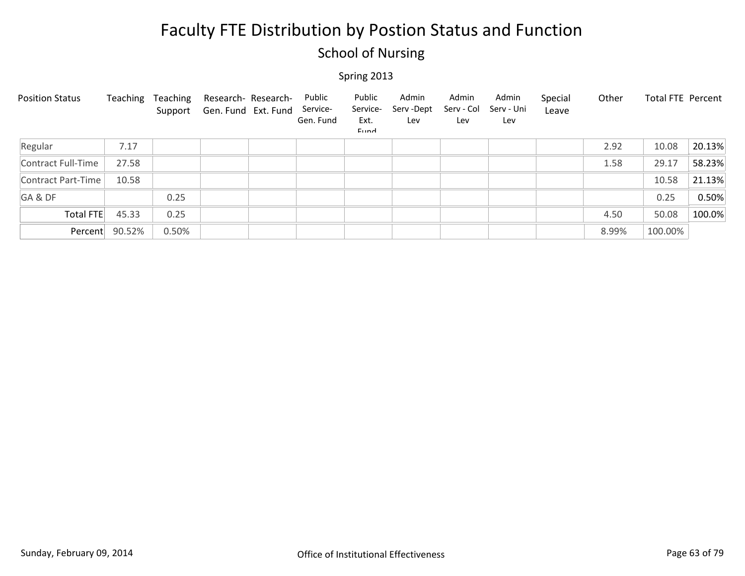# Faculty FTE Distribution by Postion Status and Function

## School of Nursing

Spring 2013

| Position Status | Teaching | Teaching Support | Research-Gen. Fund | Research-Ext. Fund | Public Service-Gen. Fund | Public Service-Ext. Fund | Admin Serv -Dept Lev | Admin Serv - Col Lev | Admin Serv - Uni Lev | Special Leave | Other | Total FTE | Percent |
|---|---|---|---|---|---|---|---|---|---|---|---|---|---|
| Regular | 7.17 | | | | | | | | | | 2.92 | 10.08 | 20.13% |
| Contract Full-Time | 27.58 | | | | | | | | | | 1.58 | 29.17 | 58.23% |
| Contract Part-Time | 10.58 | | | | | | | | | | | 10.58 | 21.13% |
| GA & DF | | 0.25 | | | | | | | | | | 0.25 | 0.50% |
| Total FTE | 45.33 | 0.25 | | | | | | | | | 4.50 | 50.08 | 100.0% |
| Percent | 90.52% | 0.50% | | | | | | | | | 8.99% | 100.00% | |

Sunday, February 09, 2014 Office of Institutional Effectiveness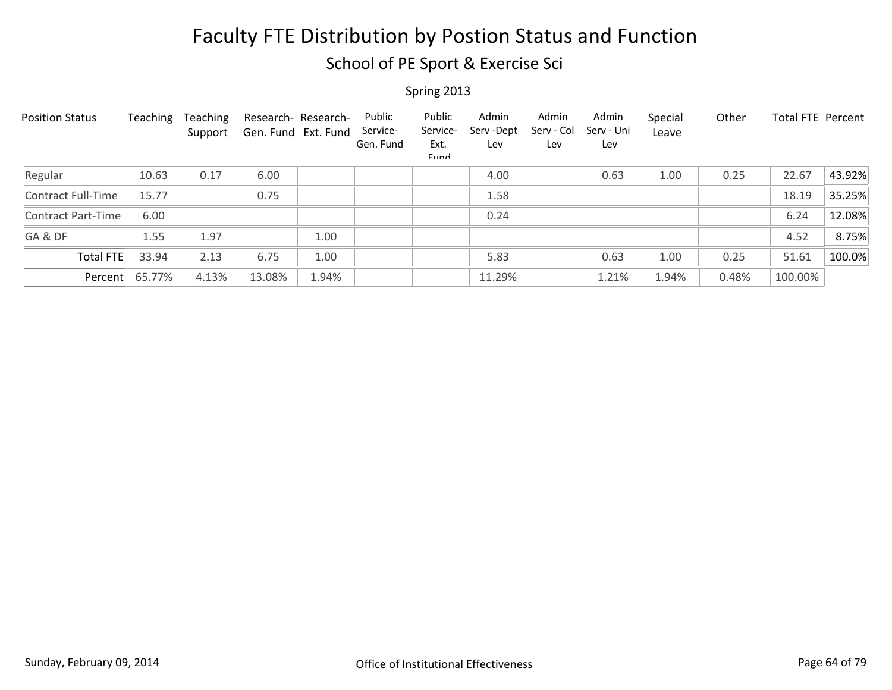# Faculty FTE Distribution by Postion Status and Function

## School of PE Sport & Exercise Sci

Spring 2013

| Position Status | Teaching | Teaching Support | Research-Gen. Fund | Research-Ext. Fund | Public Service-Gen. Fund | Public Service-Ext. Fund | Admin Serv -Dept Lev | Admin Serv - Col Lev | Admin Serv - Uni Lev | Special Leave | Other | Total FTE | Percent |
|---|---|---|---|---|---|---|---|---|---|---|---|---|---|
| Regular | 10.63 | 0.17 | 6.00 | | | | 4.00 | | 0.63 | 1.00 | 0.25 | 22.67 | 43.92% |
| Contract Full-Time | 15.77 | | 0.75 | | | | 1.58 | | | | | 18.19 | 35.25% |
| Contract Part-Time | 6.00 | | | | | | 0.24 | | | | | 6.24 | 12.08% |
| GA & DF | 1.55 | 1.97 | | 1.00 | | | | | | | | 4.52 | 8.75% |
| Total FTE | 33.94 | 2.13 | 6.75 | 1.00 | | | 5.83 | | 0.63 | 1.00 | 0.25 | 51.61 | 100.0% |
| Percent | 65.77% | 4.13% | 13.08% | 1.94% | | | 11.29% | | 1.21% | 1.94% | 0.48% | 100.00% | |

Sunday, February 09, 2014

Office of Institutional Effectiveness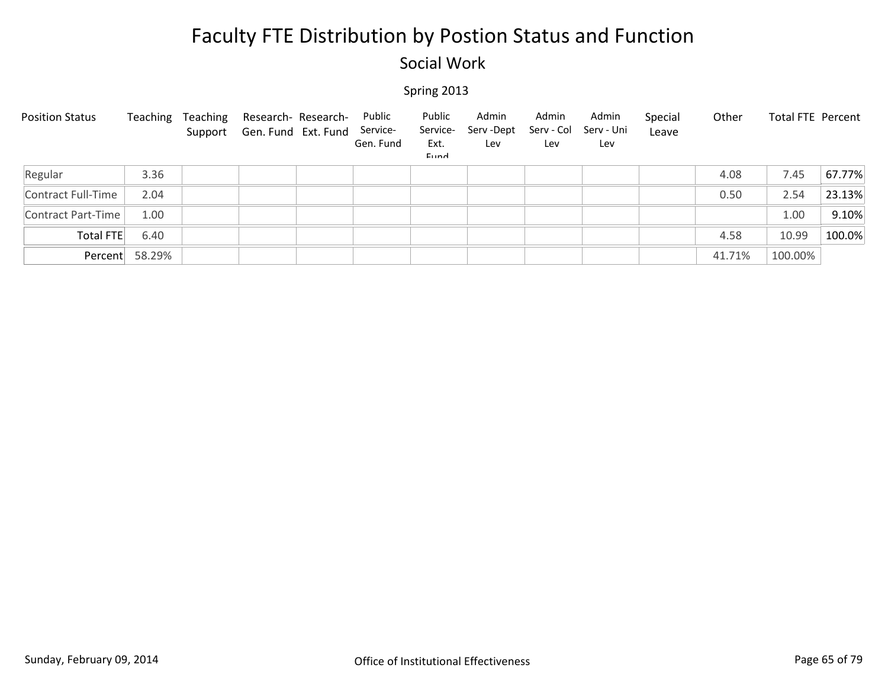# Faculty FTE Distribution by Postion Status and Function

## Social Work

Spring 2013

| Position Status | Teaching | Teaching Support | Research-Gen. Fund | Research-Ext. Fund | Public Service-Gen. Fund | Public Service-Ext. Fund | Admin Serv -Dept Lev | Admin Serv - Col Lev | Admin Serv - Uni Lev | Special Leave | Other | Total FTE | Percent |
|---|---|---|---|---|---|---|---|---|---|---|---|---|---|
| Regular | 3.36 | | | | | | | | | | 4.08 | 7.45 | 67.77% |
| Contract Full-Time | 2.04 | | | | | | | | | | 0.50 | 2.54 | 23.13% |
| Contract Part-Time | 1.00 | | | | | | | | | | | 1.00 | 9.10% |
| Total FTE | 6.40 | | | | | | | | | | 4.58 | 10.99 | 100.0% |
| Percent | 58.29% | | | | | | | | | | 41.71% | 100.00% | |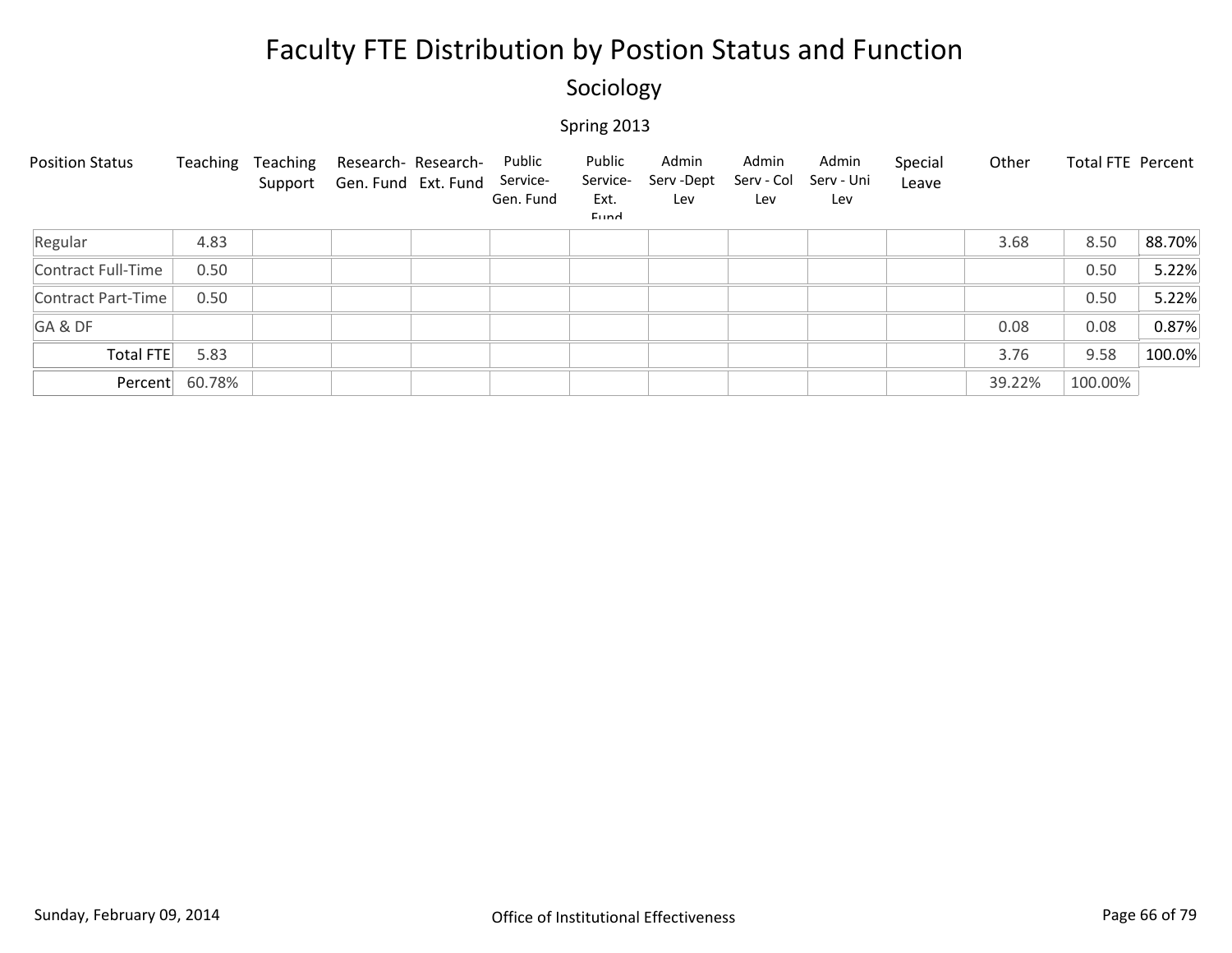# Faculty FTE Distribution by Postion Status and Function

## Sociology

Spring 2013

| Position Status | Teaching | Teaching Support | Research- Gen. Fund | Research- Ext. Fund | Public Service- Gen. Fund | Public Service- Ext. Fund | Admin Serv -Dept Lev | Admin Serv - Col Lev | Admin Serv - Uni Lev | Special Leave | Other | Total FTE | Percent |
|---|---|---|---|---|---|---|---|---|---|---|---|---|---|
| Regular | 4.83 | | | | | | | | | | 3.68 | 8.50 | 88.70% |
| Contract Full-Time | 0.50 | | | | | | | | | | | 0.50 | 5.22% |
| Contract Part-Time | 0.50 | | | | | | | | | | | 0.50 | 5.22% |
| GA & DF | | | | | | | | | | | 0.08 | 0.08 | 0.87% |
| Total FTE | 5.83 | | | | | | | | | | 3.76 | 9.58 | 100.0% |
| Percent | 60.78% | | | | | | | | | | 39.22% | 100.00% | |

Sunday, February 09, 2014

Office of Institutional Effectiveness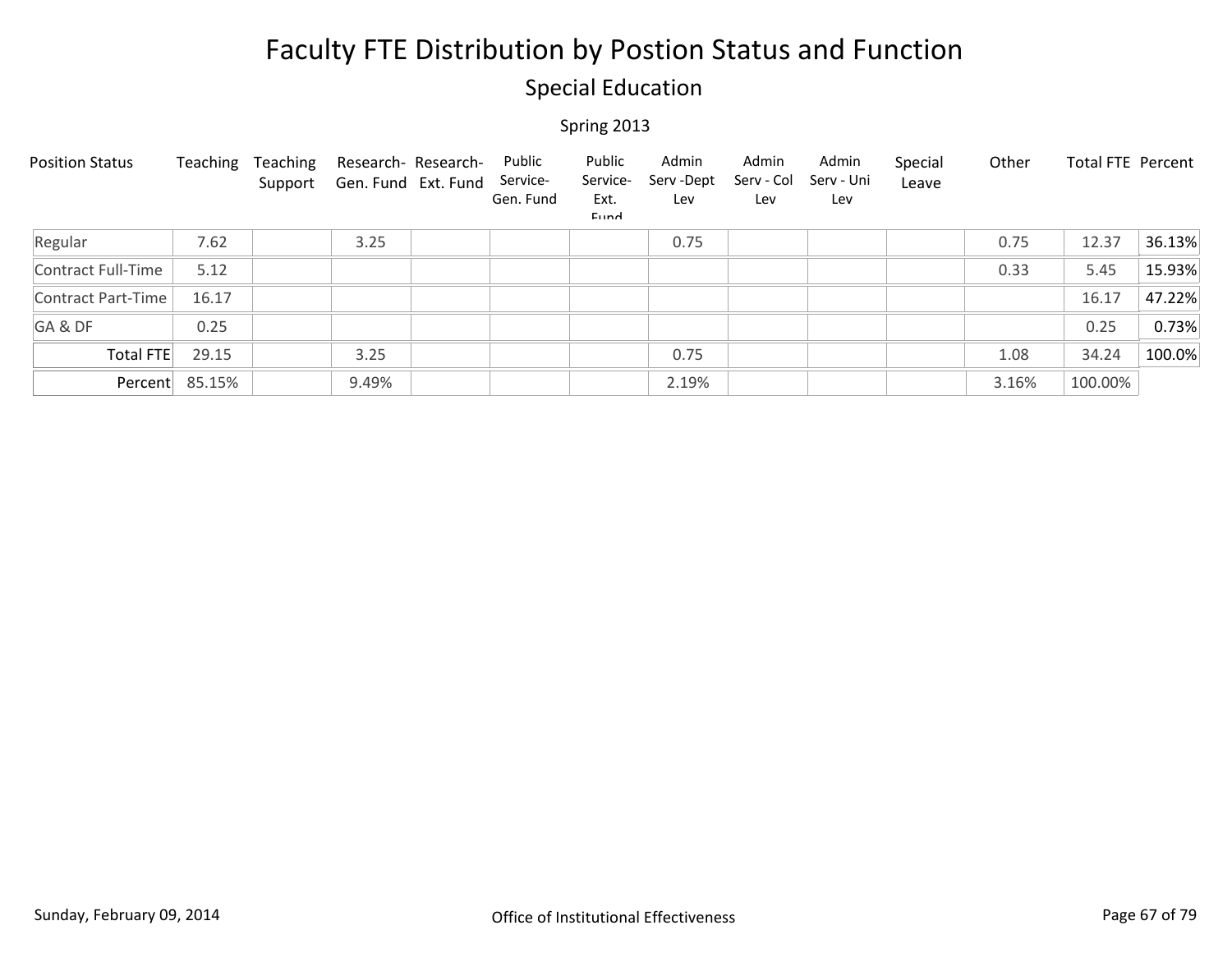# Faculty FTE Distribution by Postion Status and Function

## Special Education

Spring 2013

| Position Status | Teaching | Teaching Support | Research- Gen. Fund | Research- Ext. Fund | Public Service- Gen. Fund | Public Service- Ext. Fund | Admin Serv -Dept Lev | Admin Serv - Col Lev | Admin Serv - Uni Lev | Special Leave | Other | Total FTE | Percent |
|---|---|---|---|---|---|---|---|---|---|---|---|---|---|
| Regular | 7.62 | | 3.25 | | | | 0.75 | | | | 0.75 | 12.37 | 36.13% |
| Contract Full-Time | 5.12 | | | | | | | | | | 0.33 | 5.45 | 15.93% |
| Contract Part-Time | 16.17 | | | | | | | | | | | 16.17 | 47.22% |
| GA & DF | 0.25 | | | | | | | | | | | 0.25 | 0.73% |
| Total FTE | 29.15 | | 3.25 | | | | 0.75 | | | | 1.08 | 34.24 | 100.0% |
| Percent | 85.15% | | 9.49% | | | | 2.19% | | | | 3.16% | 100.00% | |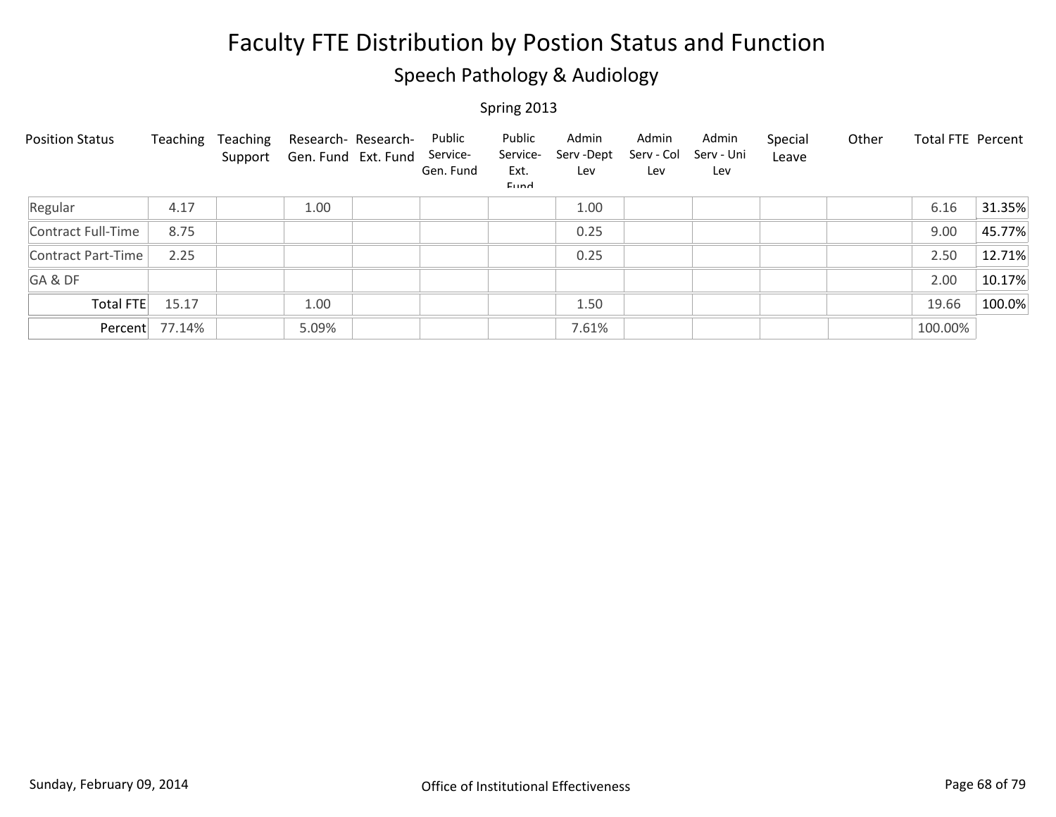# Faculty FTE Distribution by Postion Status and Function

## Speech Pathology & Audiology

### Spring 2013

| Position Status | Teaching | Teaching Support | Research- Gen. Fund | Research- Ext. Fund | Public Service- Gen. Fund | Public Service- Ext. Fund | Admin Serv -Dept Lev | Admin Serv - Col Lev | Admin Serv - Uni Lev | Special Leave | Other | Total FTE | Percent |
|---|---|---|---|---|---|---|---|---|---|---|---|---|---|
| Regular | 4.17 | | 1.00 | | | | 1.00 | | | | | 6.16 | 31.35% |
| Contract Full-Time | 8.75 | | | | | | 0.25 | | | | | 9.00 | 45.77% |
| Contract Part-Time | 2.25 | | | | | | 0.25 | | | | | 2.50 | 12.71% |
| GA & DF | | | | | | | | | | | | 2.00 | 10.17% |
| Total FTE | 15.17 | | 1.00 | | | | 1.50 | | | | | 19.66 | 100.0% |
| Percent | 77.14% | | 5.09% | | | | 7.61% | | | | | 100.00% | |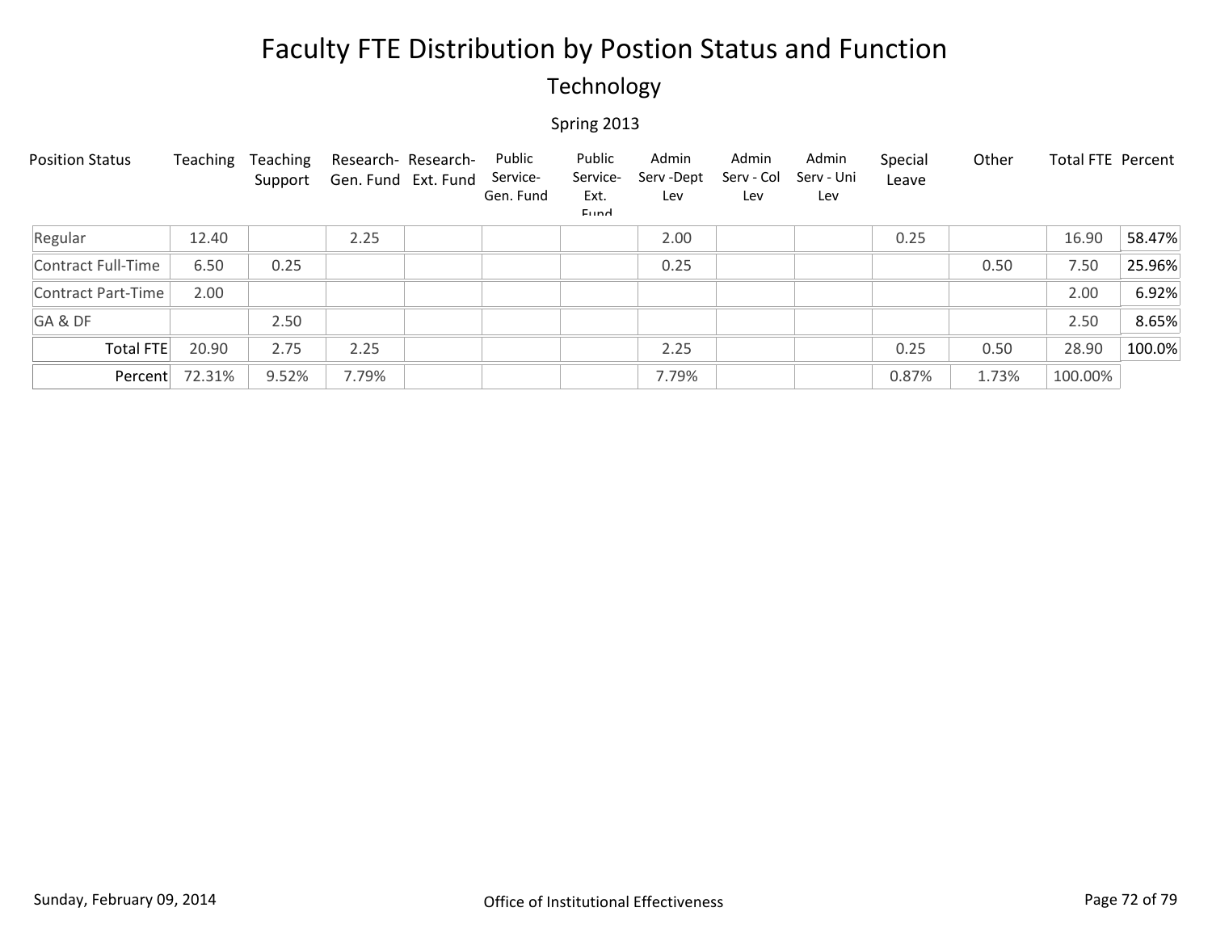# Faculty FTE Distribution by Postion Status and Function

## Technology

Spring 2013

| Position Status | Teaching | Teaching Support | Research- Gen. Fund | Research- Ext. Fund | Public Service- Gen. Fund | Public Service- Ext. Fund | Admin Serv -Dept Lev | Admin Serv - Col Lev | Admin Serv - Uni Lev | Special Leave | Other | Total FTE | Percent |
|---|---|---|---|---|---|---|---|---|---|---|---|---|---|
| Regular | 12.40 | | 2.25 | | | | 2.00 | | | 0.25 | | 16.90 | 58.47% |
| Contract Full-Time | 6.50 | 0.25 | | | | | 0.25 | | | | 0.50 | 7.50 | 25.96% |
| Contract Part-Time | 2.00 | | | | | | | | | | | 2.00 | 6.92% |
| GA & DF | | 2.50 | | | | | | | | | | 2.50 | 8.65% |
| Total FTE | 20.90 | 2.75 | 2.25 | | | | 2.25 | | | 0.25 | 0.50 | 28.90 | 100.0% |
| Percent | 72.31% | 9.52% | 7.79% | | | | 7.79% | | | 0.87% | 1.73% | 100.00% | |

Sunday, February 09, 2014

Office of Institutional Effectiveness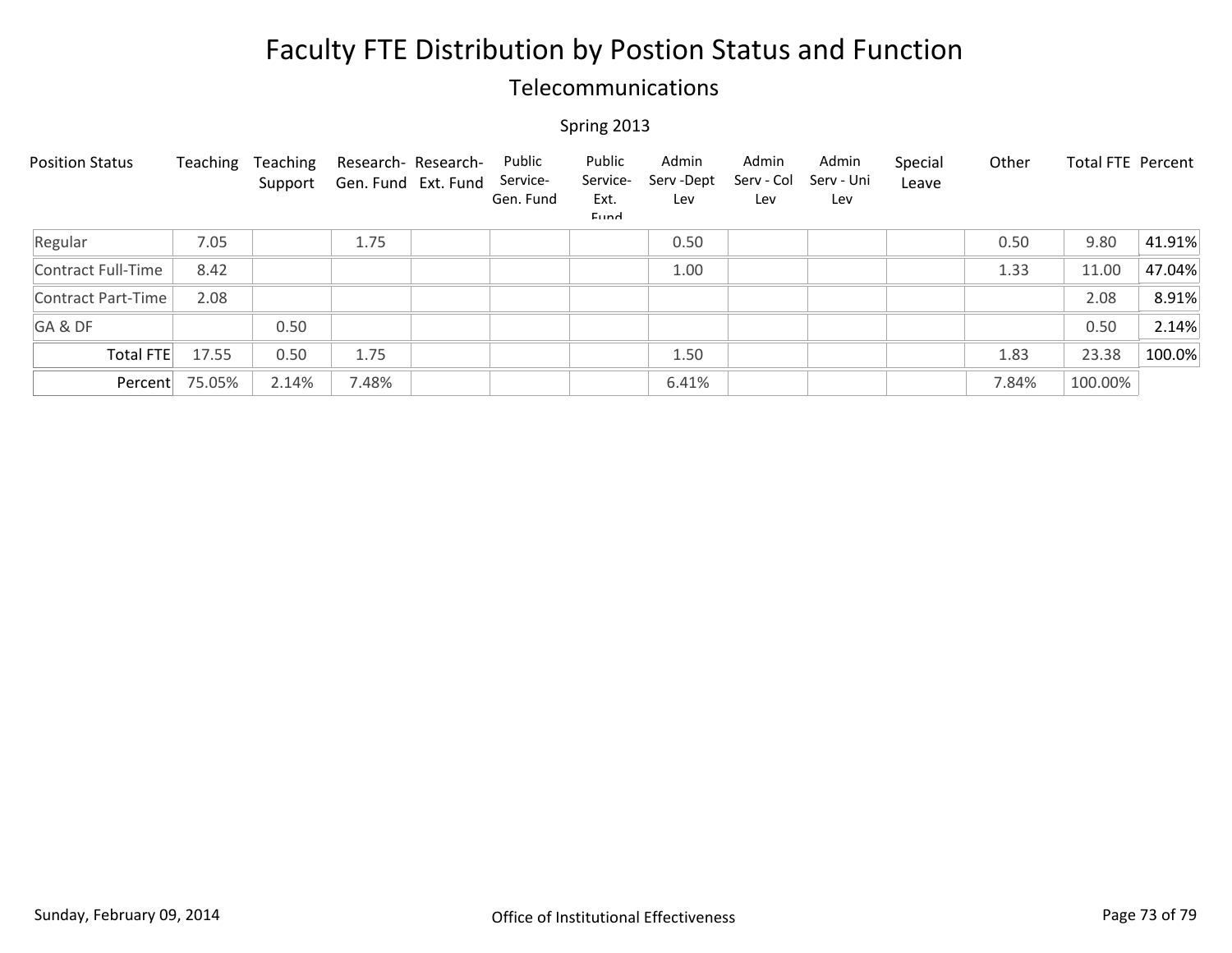# Faculty FTE Distribution by Postion Status and Function

## Telecommunications

Spring 2013

| Position Status | Teaching | Teaching Support | Research- Gen. Fund | Research- Ext. Fund | Public Service- Gen. Fund | Public Service- Ext. Fund | Admin Serv -Dept Lev | Admin Serv - Col Lev | Admin Serv - Uni Lev | Special Leave | Other | Total FTE | Percent |
|---|---|---|---|---|---|---|---|---|---|---|---|---|---|
| Regular | 7.05 | | 1.75 | | | | 0.50 | | | | 0.50 | 9.80 | 41.91% |
| Contract Full-Time | 8.42 | | | | | | 1.00 | | | | 1.33 | 11.00 | 47.04% |
| Contract Part-Time | 2.08 | | | | | | | | | | | 2.08 | 8.91% |
| GA & DF | | 0.50 | | | | | | | | | | 0.50 | 2.14% |
| Total FTE | 17.55 | 0.50 | 1.75 | | | | 1.50 | | | | 1.83 | 23.38 | 100.0% |
| Percent | 75.05% | 2.14% | 7.48% | | | | 6.41% | | | | 7.84% | 100.00% | |

Sunday, February 09, 2014 Office of Institutional Effectiveness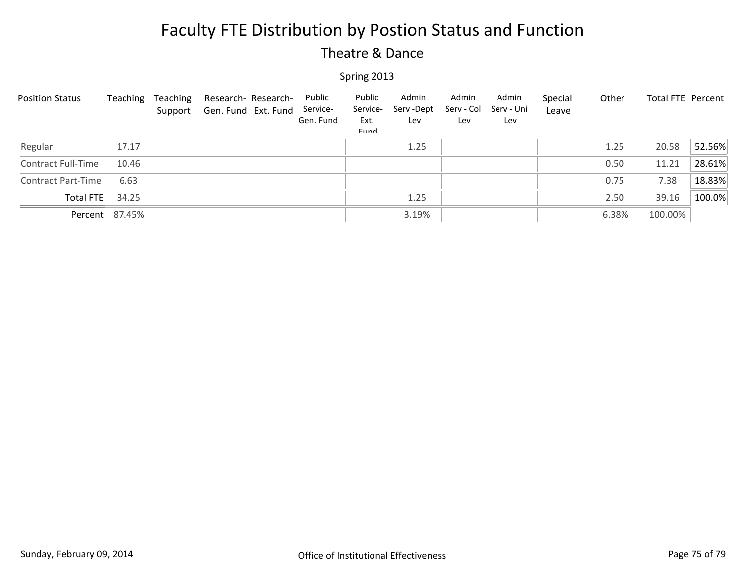# Faculty FTE Distribution by Postion Status and Function

## Theatre & Dance

Spring 2013

| Position Status | Teaching | Teaching Support | Research-Gen. Fund | Research-Ext. Fund | Public Service-Gen. Fund | Public Service-Ext. Fund | Admin Serv -Dept Lev | Admin Serv - Col Lev | Admin Serv - Uni Lev | Special Leave | Other | Total FTE | Percent |
|---|---|---|---|---|---|---|---|---|---|---|---|---|---|
| Regular | 17.17 | | | | | | 1.25 | | | | 1.25 | 20.58 | 52.56% |
| Contract Full-Time | 10.46 | | | | | | | | | | 0.50 | 11.21 | 28.61% |
| Contract Part-Time | 6.63 | | | | | | | | | | 0.75 | 7.38 | 18.83% |
| Total FTE | 34.25 | | | | | | 1.25 | | | | 2.50 | 39.16 | 100.0% |
| Percent | 87.45% | | | | | | 3.19% | | | | 6.38% | 100.00% | |

Sunday, February 09, 2014 — Office of Institutional Effectiveness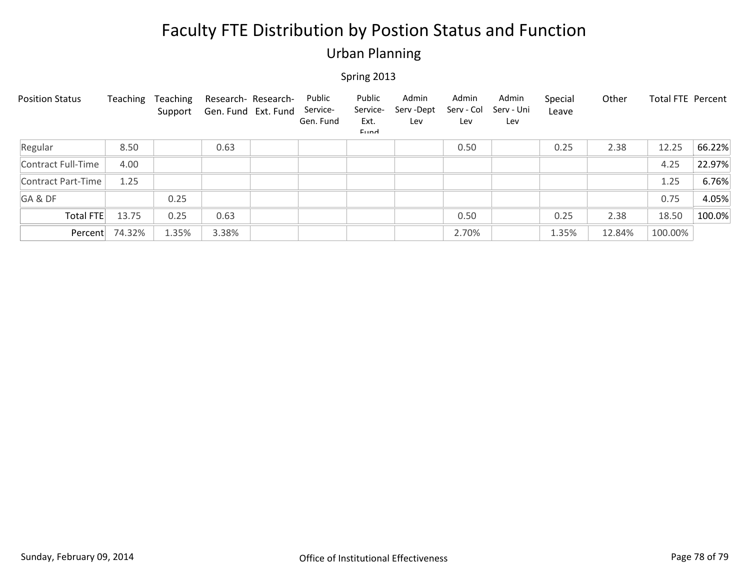# Faculty FTE Distribution by Postion Status and Function

## Urban Planning

Spring 2013

| Position Status | Teaching | Teaching Support | Research- Gen. Fund | Research- Ext. Fund | Public Service- Gen. Fund | Public Service- Ext. Fund | Admin Serv -Dept Lev | Admin Serv - Col Lev | Admin Serv - Uni Lev | Special Leave | Other | Total FTE | Percent |
|---|---|---|---|---|---|---|---|---|---|---|---|---|---|
| Regular | 8.50 | | 0.63 | | | | | 0.50 | | 0.25 | 2.38 | 12.25 | 66.22% |
| Contract Full-Time | 4.00 | | | | | | | | | | | 4.25 | 22.97% |
| Contract Part-Time | 1.25 | | | | | | | | | | | 1.25 | 6.76% |
| GA & DF | | 0.25 | | | | | | | | | | 0.75 | 4.05% |
| Total FTE | 13.75 | 0.25 | 0.63 | | | | | 0.50 | | 0.25 | 2.38 | 18.50 | 100.0% |
| Percent | 74.32% | 1.35% | 3.38% | | | | | 2.70% | | 1.35% | 12.84% | 100.00% | |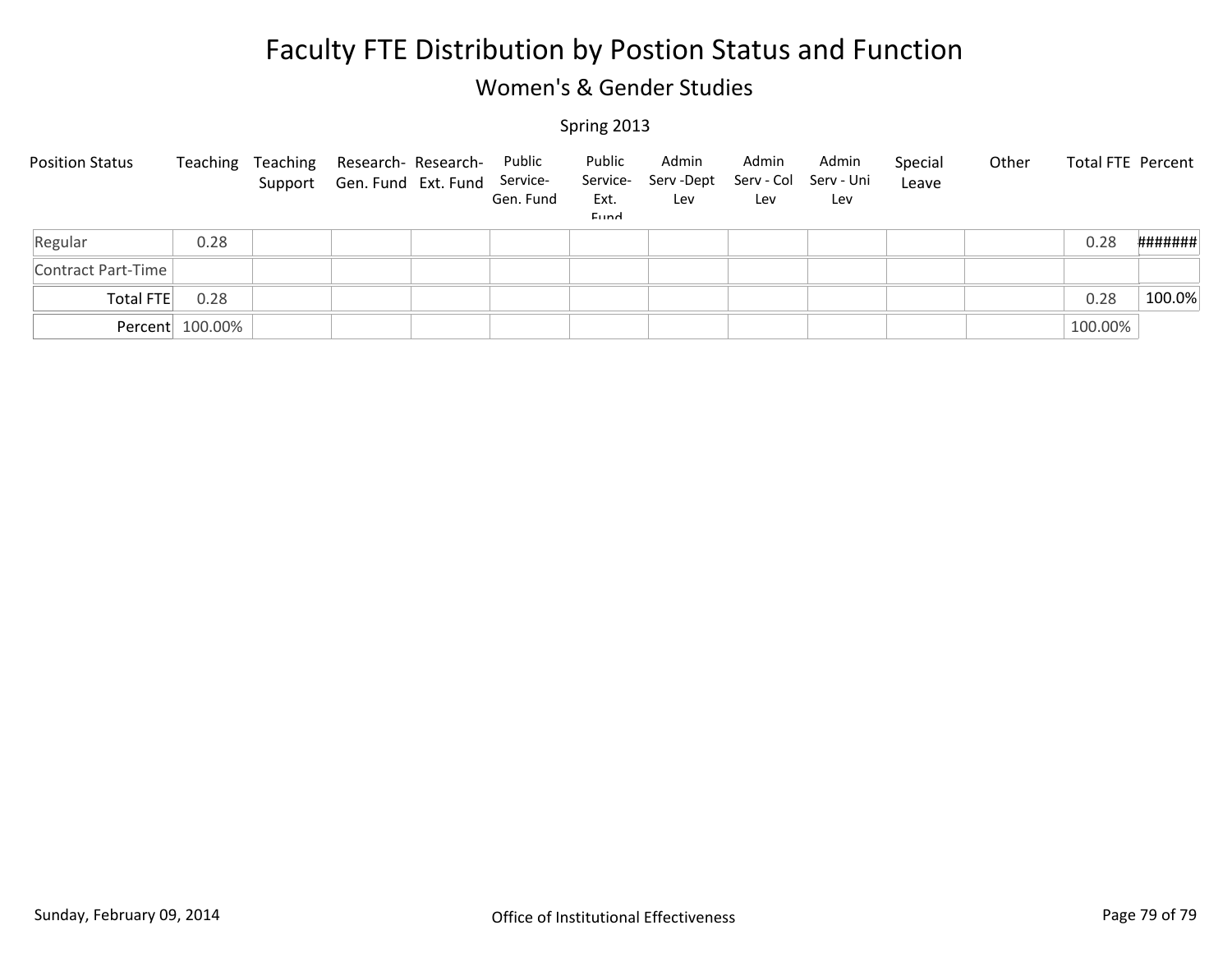# Faculty FTE Distribution by Postion Status and Function

## Women's & Gender Studies

### Spring 2013

| Position Status | Teaching | Teaching Support | Research- Gen. Fund | Research- Ext. Fund | Public Service- Gen. Fund | Public Service- Ext. Fund | Admin Serv -Dept Lev | Admin Serv - Col Lev | Admin Serv - Uni Lev | Special Leave | Other | Total FTE | Percent |
|---|---|---|---|---|---|---|---|---|---|---|---|---|---|
| Regular | 0.28 | | | | | | | | | | | 0.28 | ####### |
| Contract Part-Time | | | | | | | | | | | | | |
| Total FTE | 0.28 | | | | | | | | | | | 0.28 | 100.0% |
| Percent | 100.00% | | | | | | | | | | | 100.00% | |

Sunday, February 09, 2014

Office of Institutional Effectiveness